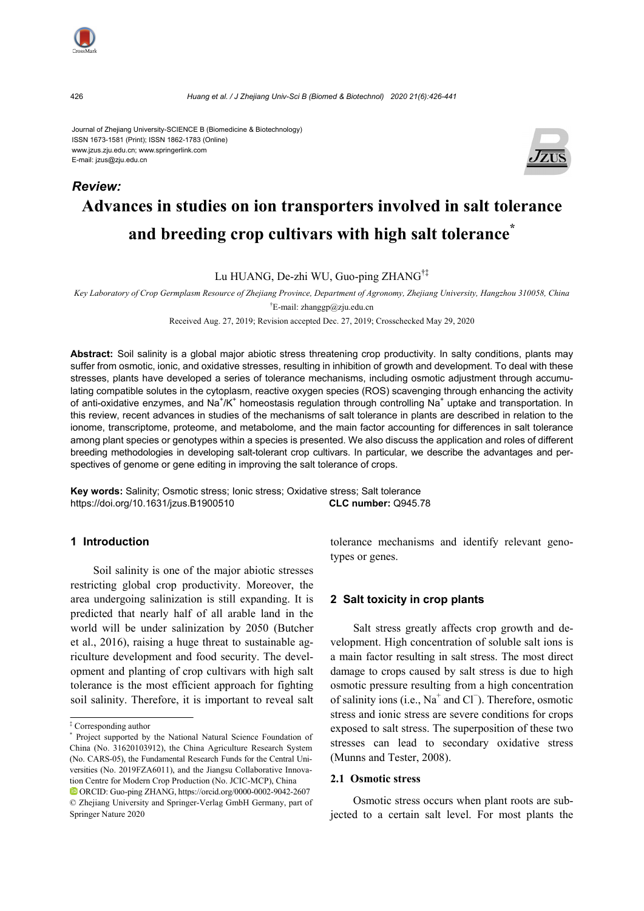Journal of Zhejiang University-SCIENCE B (Biomedicine & Biotechnology)
ISSN 1673-1581 (Print); ISSN 1862-1783 (Online)
www.jzus.zju.edu.cn; www.springerlink.com
E-mail: jzus@zju.edu.cn

***Review:***

# Advances in studies on ion transporters involved in salt tolerance and breeding crop cultivars with high salt tolerance*

Lu HUANG, De-zhi WU, Guo-ping ZHANG†‡

*Key Laboratory of Crop Germplasm Resource of Zhejiang Province, Department of Agronomy, Zhejiang University, Hangzhou 310058, China*

†E-mail: zhanggp@zju.edu.cn

Received Aug. 27, 2019; Revision accepted Dec. 27, 2019; Crosschecked May 29, 2020

**Abstract:** Soil salinity is a global major abiotic stress threatening crop productivity. In salty conditions, plants may suffer from osmotic, ionic, and oxidative stresses, resulting in inhibition of growth and development. To deal with these stresses, plants have developed a series of tolerance mechanisms, including osmotic adjustment through accumulating compatible solutes in the cytoplasm, reactive oxygen species (ROS) scavenging through enhancing the activity of anti-oxidative enzymes, and $Na^+/K^+$ homeostasis regulation through controlling $Na^+$ uptake and transportation. In this review, recent advances in studies of the mechanisms of salt tolerance in plants are described in relation to the ionome, transcriptome, proteome, and metabolome, and the main factor accounting for differences in salt tolerance among plant species or genotypes within a species is presented. We also discuss the application and roles of different breeding methodologies in developing salt-tolerant crop cultivars. In particular, we describe the advantages and perspectives of genome or gene editing in improving the salt tolerance of crops.

**Key words:** Salinity; Osmotic stress; Ionic stress; Oxidative stress; Salt tolerance
https://doi.org/10.1631/jzus.B1900510 **CLC number:** Q945.78

## 1 Introduction

Soil salinity is one of the major abiotic stresses restricting global crop productivity. Moreover, the area undergoing salinization is still expanding. It is predicted that nearly half of all arable land in the world will be under salinization by 2050 (Butcher et al., 2016), raising a huge threat to sustainable agriculture development and food security. The development and planting of crop cultivars with high salt tolerance is the most efficient approach for fighting soil salinity. Therefore, it is important to reveal salt tolerance mechanisms and identify relevant genotypes or genes.

## 2 Salt toxicity in crop plants

Salt stress greatly affects crop growth and development. High concentration of soluble salt ions is a main factor resulting in salt stress. The most direct damage to crops caused by salt stress is due to high osmotic pressure resulting from a high concentration of salinity ions (i.e., $Na^+$ and $Cl^-$). Therefore, osmotic stress and ionic stress are severe conditions for crops exposed to salt stress. The superposition of these two stresses can lead to secondary oxidative stress (Munns and Tester, 2008).

### 2.1 Osmotic stress

Osmotic stress occurs when plant roots are subjected to a certain salt level. For most plants the

‡ Corresponding author

\* Project supported by the National Natural Science Foundation of China (No. 31620103912), the China Agriculture Research System (No. CARS-05), the Fundamental Research Funds for the Central Universities (No. 2019FZA6011), and the Jiangsu Collaborative Innovation Centre for Modern Crop Production (No. JCIC-MCP), China

ORCID: Guo-ping ZHANG, https://orcid.org/0000-0002-9042-2607

© Zhejiang University and Springer-Verlag GmbH Germany, part of Springer Nature 2020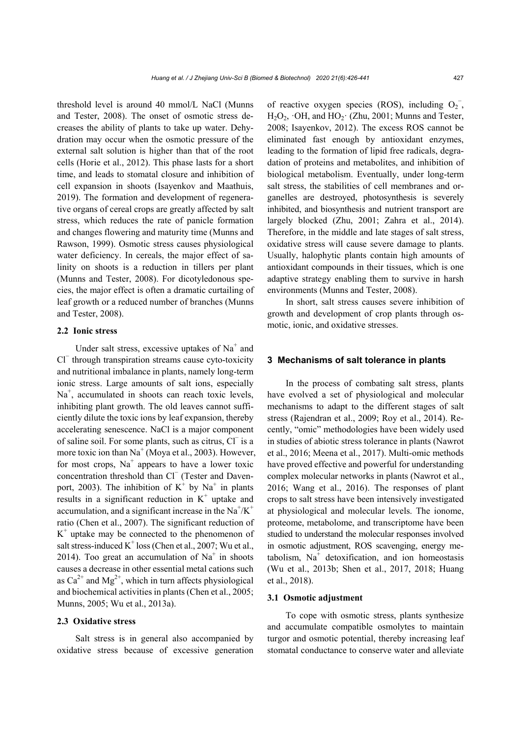threshold level is around 40 mmol/L NaCl (Munns and Tester, 2008). The onset of osmotic stress decreases the ability of plants to take up water. Dehydration may occur when the osmotic pressure of the external salt solution is higher than that of the root cells (Horie et al., 2012). This phase lasts for a short time, and leads to stomatal closure and inhibition of cell expansion in shoots (Isayenkov and Maathuis, 2019). The formation and development of regenerative organs of cereal crops are greatly affected by salt stress, which reduces the rate of panicle formation and changes flowering and maturity time (Munns and Rawson, 1999). Osmotic stress causes physiological water deficiency. In cereals, the major effect of salinity on shoots is a reduction in tillers per plant (Munns and Tester, 2008). For dicotyledonous species, the major effect is often a dramatic curtailing of leaf growth or a reduced number of branches (Munns and Tester, 2008).

### 2.2 Ionic stress

Under salt stress, excessive uptakes of $Na^+$ and $Cl^-$ through transpiration streams cause cyto-toxicity and nutritional imbalance in plants, namely long-term ionic stress. Large amounts of salt ions, especially $Na^+$, accumulated in shoots can reach toxic levels, inhibiting plant growth. The old leaves cannot sufficiently dilute the toxic ions by leaf expansion, thereby accelerating senescence. NaCl is a major component of saline soil. For some plants, such as citrus, $Cl^-$ is a more toxic ion than $Na^+$ (Moya et al., 2003). However, for most crops, $Na^+$ appears to have a lower toxic concentration threshold than $Cl^-$ (Tester and Davenport, 2003). The inhibition of $K^+$ by $Na^+$ in plants results in a significant reduction in $K^+$ uptake and accumulation, and a significant increase in the $Na^+/K^+$ ratio (Chen et al., 2007). The significant reduction of $K^+$ uptake may be connected to the phenomenon of salt stress-induced $K^+$ loss (Chen et al., 2007; Wu et al., 2014). Too great an accumulation of $Na^+$ in shoots causes a decrease in other essential metal cations such as $Ca^{2+}$ and $Mg^{2+}$, which in turn affects physiological and biochemical activities in plants (Chen et al., 2005; Munns, 2005; Wu et al., 2013a).

### 2.3 Oxidative stress

Salt stress is in general also accompanied by oxidative stress because of excessive generation of reactive oxygen species (ROS), including $O_2^-$, $H_2O_2$, $\cdot OH$, and $HO_2\cdot$ (Zhu, 2001; Munns and Tester, 2008; Isayenkov, 2012). The excess ROS cannot be eliminated fast enough by antioxidant enzymes, leading to the formation of lipid free radicals, degradation of proteins and metabolites, and inhibition of biological metabolism. Eventually, under long-term salt stress, the stabilities of cell membranes and organelles are destroyed, photosynthesis is severely inhibited, and biosynthesis and nutrient transport are largely blocked (Zhu, 2001; Zahra et al., 2014). Therefore, in the middle and late stages of salt stress, oxidative stress will cause severe damage to plants. Usually, halophytic plants contain high amounts of antioxidant compounds in their tissues, which is one adaptive strategy enabling them to survive in harsh environments (Munns and Tester, 2008).

In short, salt stress causes severe inhibition of growth and development of crop plants through osmotic, ionic, and oxidative stresses.

## 3 Mechanisms of salt tolerance in plants

In the process of combating salt stress, plants have evolved a set of physiological and molecular mechanisms to adapt to the different stages of salt stress (Rajendran et al., 2009; Roy et al., 2014). Recently, "omic" methodologies have been widely used in studies of abiotic stress tolerance in plants (Nawrot et al., 2016; Meena et al., 2017). Multi-omic methods have proved effective and powerful for understanding complex molecular networks in plants (Nawrot et al., 2016; Wang et al., 2016). The responses of plant crops to salt stress have been intensively investigated at physiological and molecular levels. The ionome, proteome, metabolome, and transcriptome have been studied to understand the molecular responses involved in osmotic adjustment, ROS scavenging, energy metabolism, $Na^+$ detoxification, and ion homeostasis (Wu et al., 2013b; Shen et al., 2017, 2018; Huang et al., 2018).

### 3.1 Osmotic adjustment

To cope with osmotic stress, plants synthesize and accumulate compatible osmolytes to maintain turgor and osmotic potential, thereby increasing leaf stomatal conductance to conserve water and alleviate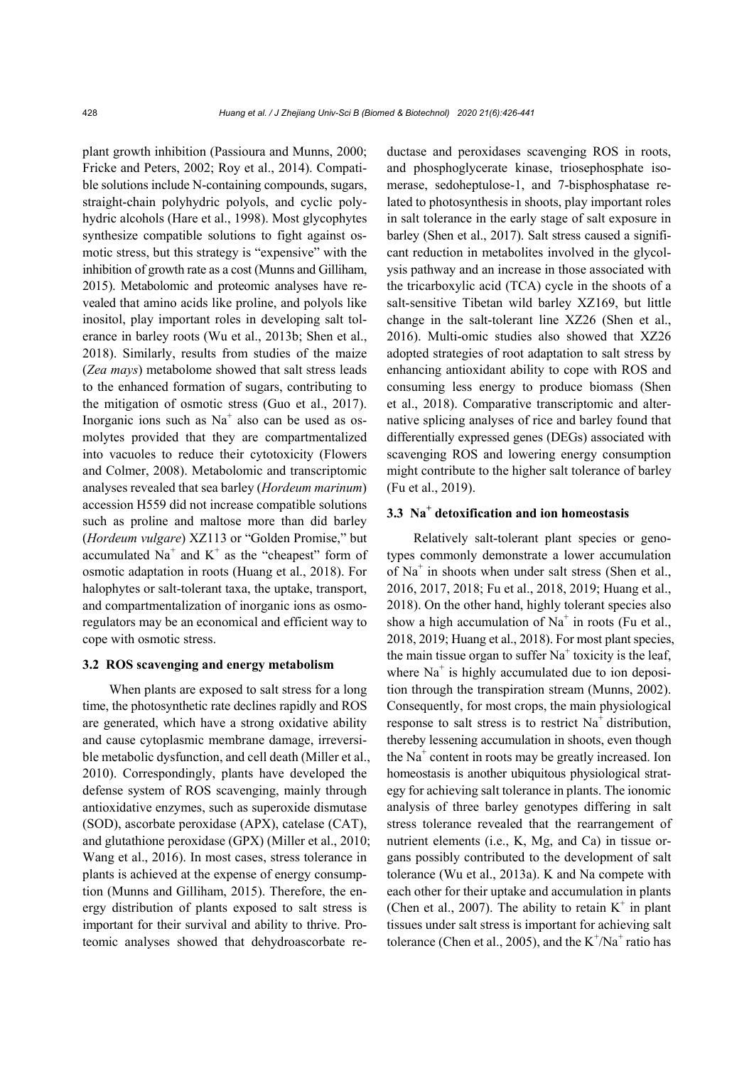plant growth inhibition (Passioura and Munns, 2000; Fricke and Peters, 2002; Roy et al., 2014). Compatible solutions include N-containing compounds, sugars, straight-chain polyhydric polyols, and cyclic polyhydric alcohols (Hare et al., 1998). Most glycophytes synthesize compatible solutions to fight against osmotic stress, but this strategy is "expensive" with the inhibition of growth rate as a cost (Munns and Gilliham, 2015). Metabolomic and proteomic analyses have revealed that amino acids like proline, and polyols like inositol, play important roles in developing salt tolerance in barley roots (Wu et al., 2013b; Shen et al., 2018). Similarly, results from studies of the maize (*Zea mays*) metabolome showed that salt stress leads to the enhanced formation of sugars, contributing to the mitigation of osmotic stress (Guo et al., 2017). Inorganic ions such as $Na^+$ also can be used as osmolytes provided that they are compartmentalized into vacuoles to reduce their cytotoxicity (Flowers and Colmer, 2008). Metabolomic and transcriptomic analyses revealed that sea barley (*Hordeum marinum*) accession H559 did not increase compatible solutions such as proline and maltose more than did barley (*Hordeum vulgare*) XZ113 or "Golden Promise," but accumulated $Na^+$ and $K^+$ as the "cheapest" form of osmotic adaptation in roots (Huang et al., 2018). For halophytes or salt-tolerant taxa, the uptake, transport, and compartmentalization of inorganic ions as osmoregulators may be an economical and efficient way to cope with osmotic stress.

### 3.2 ROS scavenging and energy metabolism

When plants are exposed to salt stress for a long time, the photosynthetic rate declines rapidly and ROS are generated, which have a strong oxidative ability and cause cytoplasmic membrane damage, irreversible metabolic dysfunction, and cell death (Miller et al., 2010). Correspondingly, plants have developed the defense system of ROS scavenging, mainly through antioxidative enzymes, such as superoxide dismutase (SOD), ascorbate peroxidase (APX), catelase (CAT), and glutathione peroxidase (GPX) (Miller et al., 2010; Wang et al., 2016). In most cases, stress tolerance in plants is achieved at the expense of energy consumption (Munns and Gilliham, 2015). Therefore, the energy distribution of plants exposed to salt stress is important for their survival and ability to thrive. Proteomic analyses showed that dehydroascorbate reductase and peroxidases scavenging ROS in roots, and phosphoglycerate kinase, triosephosphate isomerase, sedoheptulose-1, and 7-bisphosphatase related to photosynthesis in shoots, play important roles in salt tolerance in the early stage of salt exposure in barley (Shen et al., 2017). Salt stress caused a significant reduction in metabolites involved in the glycolysis pathway and an increase in those associated with the tricarboxylic acid (TCA) cycle in the shoots of a salt-sensitive Tibetan wild barley XZ169, but little change in the salt-tolerant line XZ26 (Shen et al., 2016). Multi-omic studies also showed that XZ26 adopted strategies of root adaptation to salt stress by enhancing antioxidant ability to cope with ROS and consuming less energy to produce biomass (Shen et al., 2018). Comparative transcriptomic and alternative splicing analyses of rice and barley found that differentially expressed genes (DEGs) associated with scavenging ROS and lowering energy consumption might contribute to the higher salt tolerance of barley (Fu et al., 2019).

### 3.3 $Na^+$ detoxification and ion homeostasis

Relatively salt-tolerant plant species or genotypes commonly demonstrate a lower accumulation of $Na^+$ in shoots when under salt stress (Shen et al., 2016, 2017, 2018; Fu et al., 2018, 2019; Huang et al., 2018). On the other hand, highly tolerant species also show a high accumulation of $Na^+$ in roots (Fu et al., 2018, 2019; Huang et al., 2018). For most plant species, the main tissue organ to suffer $Na^+$ toxicity is the leaf, where $Na^+$ is highly accumulated due to ion deposition through the transpiration stream (Munns, 2002). Consequently, for most crops, the main physiological response to salt stress is to restrict $Na^+$ distribution, thereby lessening accumulation in shoots, even though the $Na^+$ content in roots may be greatly increased. Ion homeostasis is another ubiquitous physiological strategy for achieving salt tolerance in plants. The ionomic analysis of three barley genotypes differing in salt stress tolerance revealed that the rearrangement of nutrient elements (i.e., K, Mg, and Ca) in tissue organs possibly contributed to the development of salt tolerance (Wu et al., 2013a). K and Na compete with each other for their uptake and accumulation in plants (Chen et al., 2007). The ability to retain $K^+$ in plant tissues under salt stress is important for achieving salt tolerance (Chen et al., 2005), and the $K^+/Na^+$ ratio has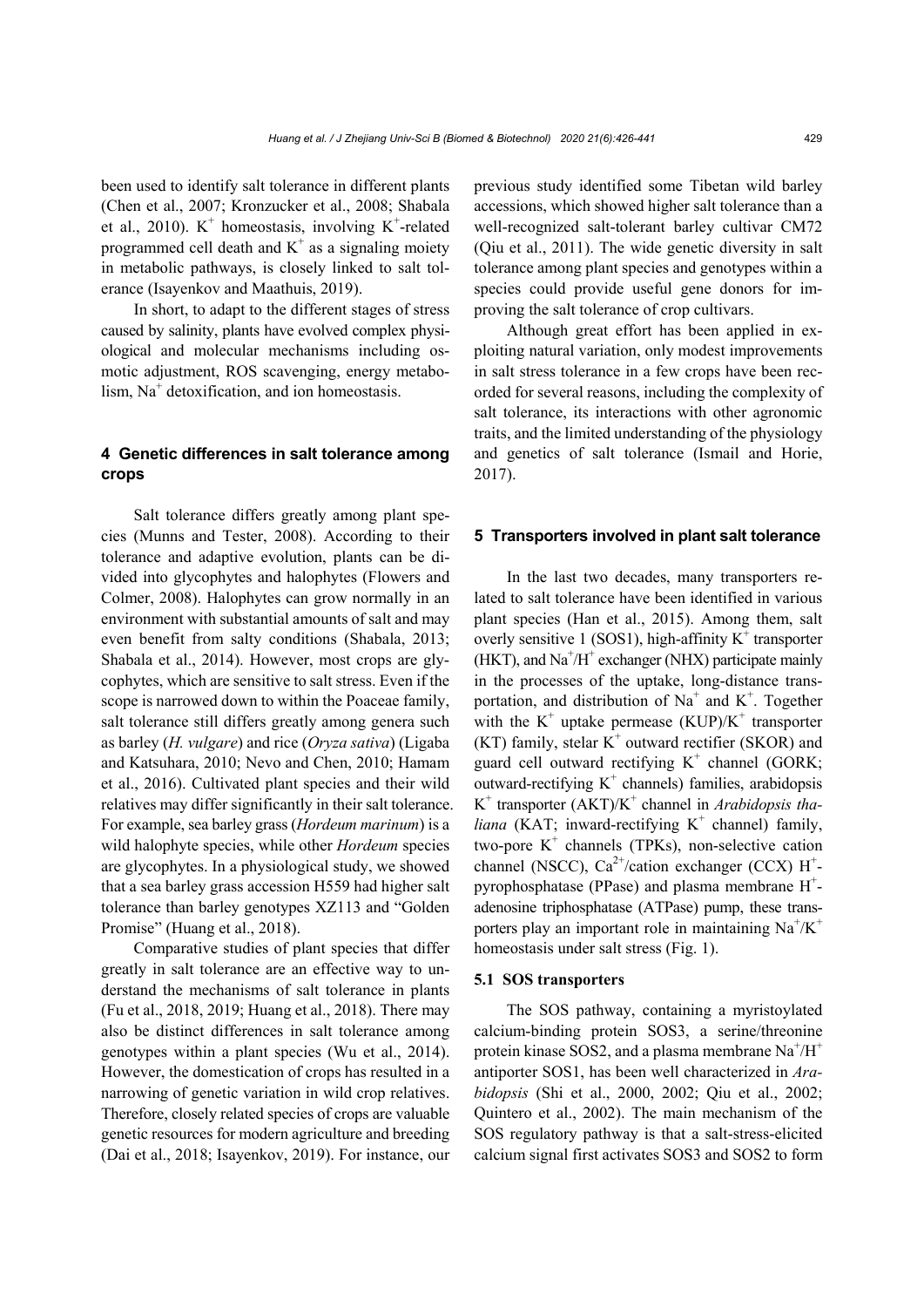been used to identify salt tolerance in different plants (Chen et al., 2007; Kronzucker et al., 2008; Shabala et al., 2010). $K^+$ homeostasis, involving $K^+$-related programmed cell death and $K^+$ as a signaling moiety in metabolic pathways, is closely linked to salt tolerance (Isayenkov and Maathuis, 2019).

In short, to adapt to the different stages of stress caused by salinity, plants have evolved complex physiological and molecular mechanisms including osmotic adjustment, ROS scavenging, energy metabolism, $Na^+$ detoxification, and ion homeostasis.

## 4 Genetic differences in salt tolerance among crops

Salt tolerance differs greatly among plant species (Munns and Tester, 2008). According to their tolerance and adaptive evolution, plants can be divided into glycophytes and halophytes (Flowers and Colmer, 2008). Halophytes can grow normally in an environment with substantial amounts of salt and may even benefit from salty conditions (Shabala, 2013; Shabala et al., 2014). However, most crops are glycophytes, which are sensitive to salt stress. Even if the scope is narrowed down to within the Poaceae family, salt tolerance still differs greatly among genera such as barley (*H. vulgare*) and rice (*Oryza sativa*) (Ligaba and Katsuhara, 2010; Nevo and Chen, 2010; Hamam et al., 2016). Cultivated plant species and their wild relatives may differ significantly in their salt tolerance. For example, sea barley grass (*Hordeum marinum*) is a wild halophyte species, while other *Hordeum* species are glycophytes. In a physiological study, we showed that a sea barley grass accession H559 had higher salt tolerance than barley genotypes XZ113 and "Golden Promise" (Huang et al., 2018).

Comparative studies of plant species that differ greatly in salt tolerance are an effective way to understand the mechanisms of salt tolerance in plants (Fu et al., 2018, 2019; Huang et al., 2018). There may also be distinct differences in salt tolerance among genotypes within a plant species (Wu et al., 2014). However, the domestication of crops has resulted in a narrowing of genetic variation in wild crop relatives. Therefore, closely related species of crops are valuable genetic resources for modern agriculture and breeding (Dai et al., 2018; Isayenkov, 2019). For instance, our previous study identified some Tibetan wild barley accessions, which showed higher salt tolerance than a well-recognized salt-tolerant barley cultivar CM72 (Qiu et al., 2011). The wide genetic diversity in salt tolerance among plant species and genotypes within a species could provide useful gene donors for improving the salt tolerance of crop cultivars.

Although great effort has been applied in exploiting natural variation, only modest improvements in salt stress tolerance in a few crops have been recorded for several reasons, including the complexity of salt tolerance, its interactions with other agronomic traits, and the limited understanding of the physiology and genetics of salt tolerance (Ismail and Horie, 2017).

## 5 Transporters involved in plant salt tolerance

In the last two decades, many transporters related to salt tolerance have been identified in various plant species (Han et al., 2015). Among them, salt overly sensitive 1 (SOS1), high-affinity $K^+$ transporter (HKT), and $Na^+/H^+$ exchanger (NHX) participate mainly in the processes of the uptake, long-distance transportation, and distribution of $Na^+$ and $K^+$. Together with the $K^+$ uptake permease (KUP)/$K^+$ transporter (KT) family, stelar $K^+$ outward rectifier (SKOR) and guard cell outward rectifying $K^+$ channel (GORK; outward-rectifying $K^+$ channels) families, arabidopsis $K^+$ transporter (AKT)/$K^+$ channel in *Arabidopsis thaliana* (KAT; inward-rectifying $K^+$ channel) family, two-pore $K^+$ channels (TPKs), non-selective cation channel (NSCC), $Ca^{2+}$/cation exchanger (CCX) $H^+$-pyrophosphatase (PPase) and plasma membrane $H^+$-adenosine triphosphatase (ATPase) pump, these transporters play an important role in maintaining $Na^+/K^+$ homeostasis under salt stress (Fig. 1).

### 5.1 SOS transporters

The SOS pathway, containing a myristoylated calcium-binding protein SOS3, a serine/threonine protein kinase SOS2, and a plasma membrane $Na^+/H^+$ antiporter SOS1, has been well characterized in *Arabidopsis* (Shi et al., 2000, 2002; Qiu et al., 2002; Quintero et al., 2002). The main mechanism of the SOS regulatory pathway is that a salt-stress-elicited calcium signal first activates SOS3 and SOS2 to form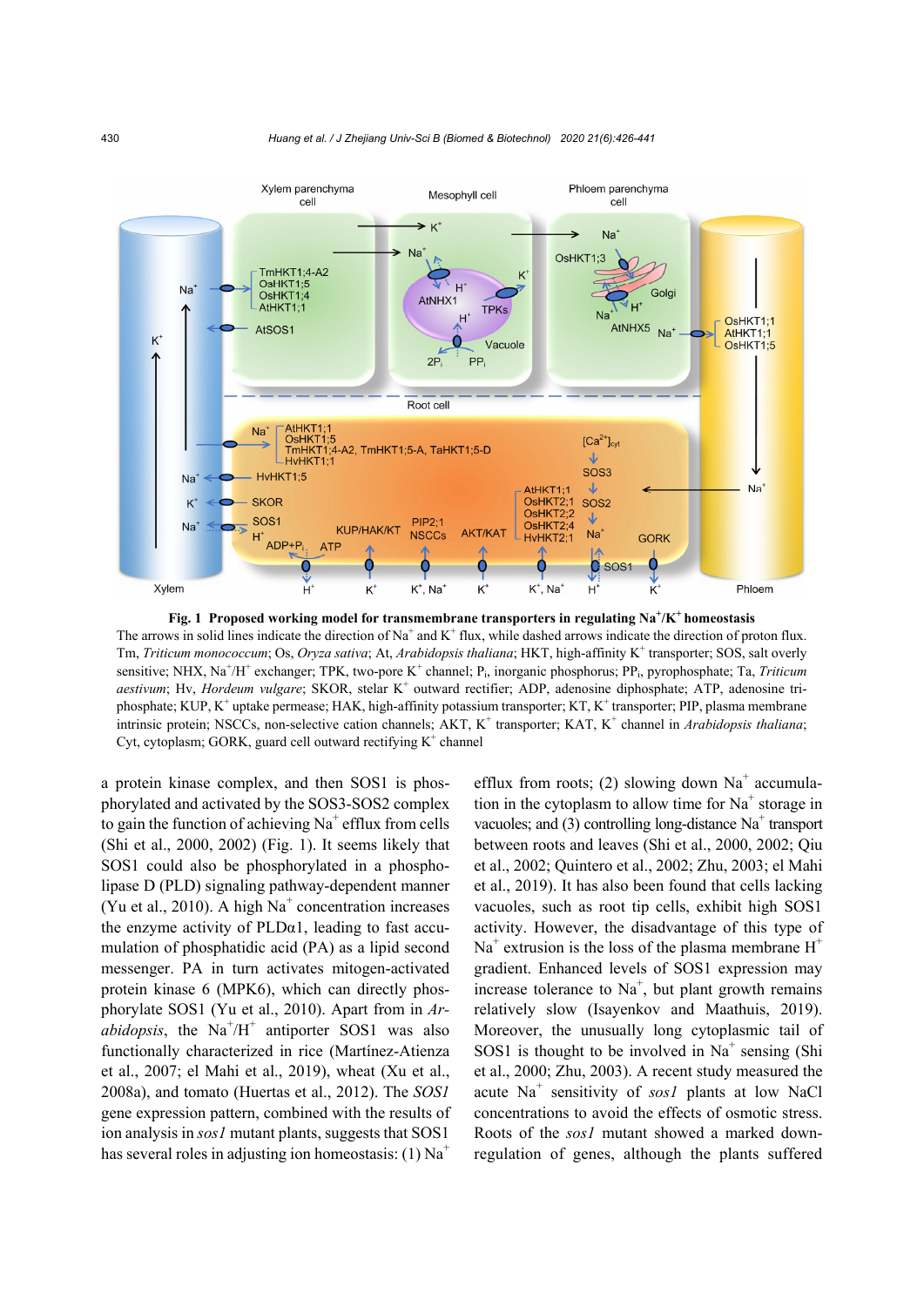**Fig. 1 Proposed working model for transmembrane transporters in regulating $Na^+/K^+$ homeostasis**

The arrows in solid lines indicate the direction of $Na^+$ and $K^+$ flux, while dashed arrows indicate the direction of proton flux. Tm, *Triticum monococcum*; Os, *Oryza sativa*; At, *Arabidopsis thaliana*; HKT, high-affinity $K^+$ transporter; SOS, salt overly sensitive; NHX, $Na^+/H^+$ exchanger; TPK, two-pore $K^+$ channel; $P_i$, inorganic phosphorus; $PP_i$, pyrophosphate; Ta, *Triticum aestivum*; Hv, *Hordeum vulgare*; SKOR, stelar $K^+$ outward rectifier; ADP, adenosine diphosphate; ATP, adenosine triphosphate; KUP, $K^+$ uptake permease; HAK, high-affinity potassium transporter; KT, $K^+$ transporter; PIP, plasma membrane intrinsic protein; NSCCs, non-selective cation channels; AKT, $K^+$ transporter; KAT, $K^+$ channel in *Arabidopsis thaliana*; Cyt, cytoplasm; GORK, guard cell outward rectifying $K^+$ channel

a protein kinase complex, and then SOS1 is phosphorylated and activated by the SOS3-SOS2 complex to gain the function of achieving $Na^+$ efflux from cells (Shi et al., 2000, 2002) (Fig. 1). It seems likely that SOS1 could also be phosphorylated in a phospholipase D (PLD) signaling pathway-dependent manner (Yu et al., 2010). A high $Na^+$ concentration increases the enzyme activity of PLDα1, leading to fast accumulation of phosphatidic acid (PA) as a lipid second messenger. PA in turn activates mitogen-activated protein kinase 6 (MPK6), which can directly phosphorylate SOS1 (Yu et al., 2010). Apart from in *Arabidopsis*, the $Na^+/H^+$ antiporter SOS1 was also functionally characterized in rice (Martínez-Atienza et al., 2007; el Mahi et al., 2019), wheat (Xu et al., 2008a), and tomato (Huertas et al., 2012). The *SOS1* gene expression pattern, combined with the results of ion analysis in *sos1* mutant plants, suggests that SOS1 has several roles in adjusting ion homeostasis: (1) $Na^+$ efflux from roots; (2) slowing down $Na^+$ accumulation in the cytoplasm to allow time for $Na^+$ storage in vacuoles; and (3) controlling long-distance $Na^+$ transport between roots and leaves (Shi et al., 2000, 2002; Qiu et al., 2002; Quintero et al., 2002; Zhu, 2003; el Mahi et al., 2019). It has also been found that cells lacking vacuoles, such as root tip cells, exhibit high SOS1 activity. However, the disadvantage of this type of $Na^+$ extrusion is the loss of the plasma membrane $H^+$ gradient. Enhanced levels of SOS1 expression may increase tolerance to $Na^+$, but plant growth remains relatively slow (Isayenkov and Maathuis, 2019). Moreover, the unusually long cytoplasmic tail of SOS1 is thought to be involved in $Na^+$ sensing (Shi et al., 2000; Zhu, 2003). A recent study measured the acute $Na^+$ sensitivity of *sos1* plants at low NaCl concentrations to avoid the effects of osmotic stress. Roots of the *sos1* mutant showed a marked down-regulation of genes, although the plants suffered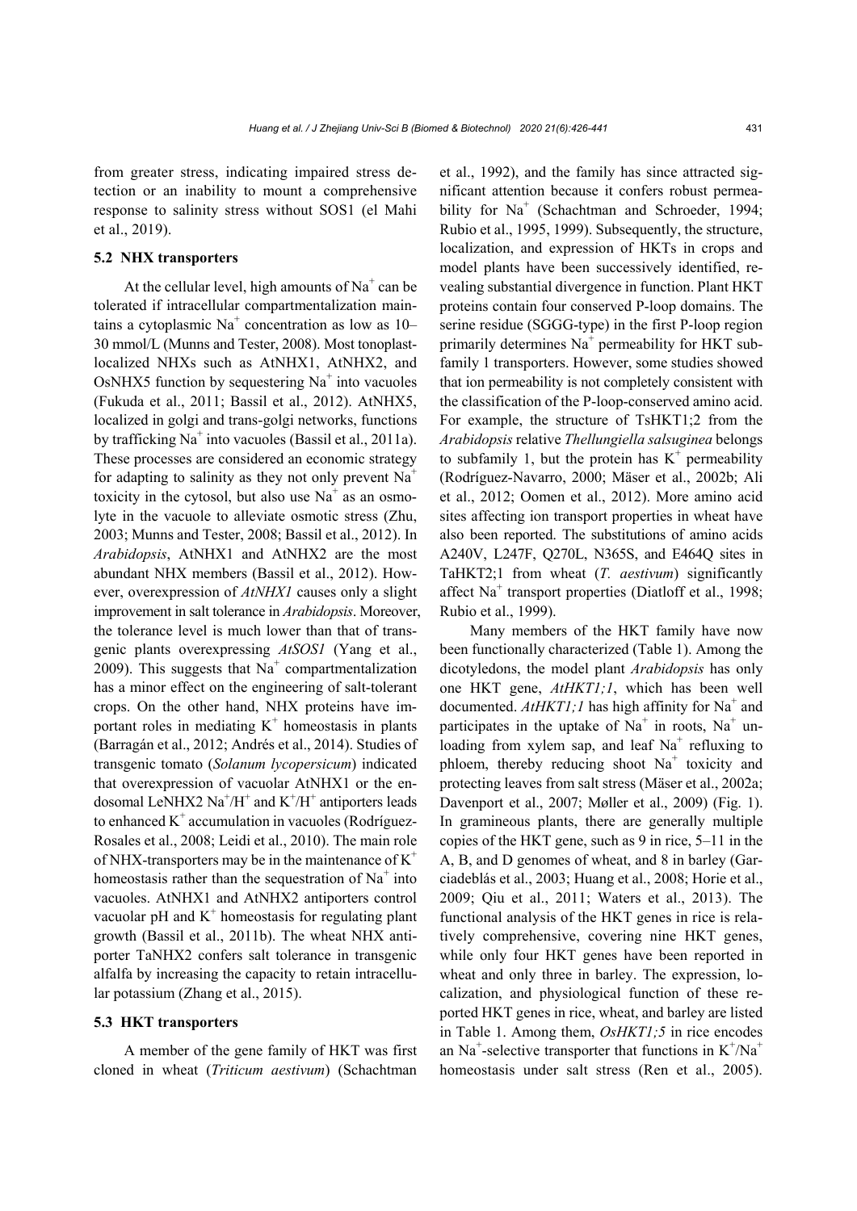from greater stress, indicating impaired stress detection or an inability to mount a comprehensive response to salinity stress without SOS1 (el Mahi et al., 2019).

### 5.2 NHX transporters

At the cellular level, high amounts of $Na^+$ can be tolerated if intracellular compartmentalization maintains a cytoplasmic $Na^+$ concentration as low as 10–30 mmol/L (Munns and Tester, 2008). Most tonoplast-localized NHXs such as AtNHX1, AtNHX2, and OsNHX5 function by sequestering $Na^+$ into vacuoles (Fukuda et al., 2011; Bassil et al., 2012). AtNHX5, localized in golgi and trans-golgi networks, functions by trafficking $Na^+$ into vacuoles (Bassil et al., 2011a). These processes are considered an economic strategy for adapting to salinity as they not only prevent $Na^+$ toxicity in the cytosol, but also use $Na^+$ as an osmolyte in the vacuole to alleviate osmotic stress (Zhu, 2003; Munns and Tester, 2008; Bassil et al., 2012). In *Arabidopsis*, AtNHX1 and AtNHX2 are the most abundant NHX members (Bassil et al., 2012). However, overexpression of *AtNHX1* causes only a slight improvement in salt tolerance in *Arabidopsis*. Moreover, the tolerance level is much lower than that of transgenic plants overexpressing *AtSOS1* (Yang et al., 2009). This suggests that $Na^+$ compartmentalization has a minor effect on the engineering of salt-tolerant crops. On the other hand, NHX proteins have important roles in mediating $K^+$ homeostasis in plants (Barragán et al., 2012; Andrés et al., 2014). Studies of transgenic tomato (*Solanum lycopersicum*) indicated that overexpression of vacuolar AtNHX1 or the endosomal LeNHX2 $Na^+/H^+$ and $K^+/H^+$ antiporters leads to enhanced $K^+$ accumulation in vacuoles (Rodríguez-Rosales et al., 2008; Leidi et al., 2010). The main role of NHX-transporters may be in the maintenance of $K^+$ homeostasis rather than the sequestration of $Na^+$ into vacuoles. AtNHX1 and AtNHX2 antiporters control vacuolar pH and $K^+$ homeostasis for regulating plant growth (Bassil et al., 2011b). The wheat NHX antiporter TaNHX2 confers salt tolerance in transgenic alfalfa by increasing the capacity to retain intracellular potassium (Zhang et al., 2015).

### 5.3 HKT transporters

A member of the gene family of HKT was first cloned in wheat (*Triticum aestivum*) (Schachtman et al., 1992), and the family has since attracted significant attention because it confers robust permeability for $Na^+$ (Schachtman and Schroeder, 1994; Rubio et al., 1995, 1999). Subsequently, the structure, localization, and expression of HKTs in crops and model plants have been successively identified, revealing substantial divergence in function. Plant HKT proteins contain four conserved P-loop domains. The serine residue (SGGG-type) in the first P-loop region primarily determines $Na^+$ permeability for HKT subfamily 1 transporters. However, some studies showed that ion permeability is not completely consistent with the classification of the P-loop-conserved amino acid. For example, the structure of TsHKT1;2 from the *Arabidopsis* relative *Thellungiella salsuginea* belongs to subfamily 1, but the protein has $K^+$ permeability (Rodríguez-Navarro, 2000; Mäser et al., 2002b; Ali et al., 2012; Oomen et al., 2012). More amino acid sites affecting ion transport properties in wheat have also been reported. The substitutions of amino acids A240V, L247F, Q270L, N365S, and E464Q sites in TaHKT2;1 from wheat (*T. aestivum*) significantly affect $Na^+$ transport properties (Diatloff et al., 1998; Rubio et al., 1999).

Many members of the HKT family have now been functionally characterized (Table 1). Among the dicotyledons, the model plant *Arabidopsis* has only one HKT gene, *AtHKT1;1*, which has been well documented. *AtHKT1;1* has high affinity for $Na^+$ and participates in the uptake of $Na^+$ in roots, $Na^+$ unloading from xylem sap, and leaf $Na^+$ refluxing to phloem, thereby reducing shoot $Na^+$ toxicity and protecting leaves from salt stress (Mäser et al., 2002a; Davenport et al., 2007; Møller et al., 2009) (Fig. 1). In gramineous plants, there are generally multiple copies of the HKT gene, such as 9 in rice, 5–11 in the A, B, and D genomes of wheat, and 8 in barley (Garciadeblás et al., 2003; Huang et al., 2008; Horie et al., 2009; Qiu et al., 2011; Waters et al., 2013). The functional analysis of the HKT genes in rice is relatively comprehensive, covering nine HKT genes, while only four HKT genes have been reported in wheat and only three in barley. The expression, localization, and physiological function of these reported HKT genes in rice, wheat, and barley are listed in Table 1. Among them, *OsHKT1;5* in rice encodes an $Na^+$-selective transporter that functions in $K^+/Na^+$ homeostasis under salt stress (Ren et al., 2005).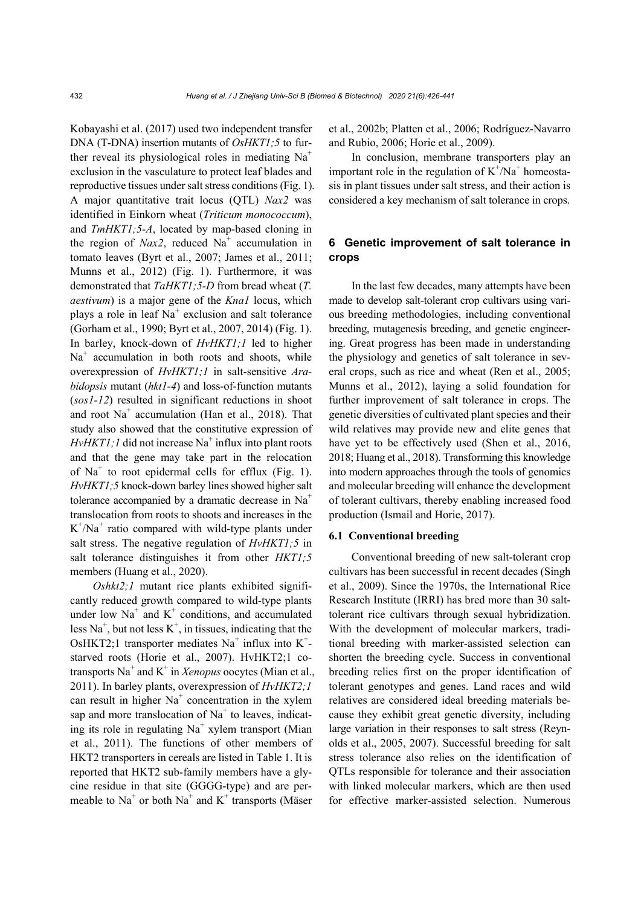Kobayashi et al. (2017) used two independent transfer DNA (T-DNA) insertion mutants of *OsHKT1;5* to further reveal its physiological roles in mediating $Na^+$ exclusion in the vasculature to protect leaf blades and reproductive tissues under salt stress conditions (Fig. 1). A major quantitative trait locus (QTL) *Nax2* was identified in Einkorn wheat (*Triticum monococcum*), and *TmHKT1;5-A*, located by map-based cloning in the region of *Nax2*, reduced $Na^+$ accumulation in tomato leaves (Byrt et al., 2007; James et al., 2011; Munns et al., 2012) (Fig. 1). Furthermore, it was demonstrated that *TaHKT1;5-D* from bread wheat (*T. aestivum*) is a major gene of the *Kna1* locus, which plays a role in leaf $Na^+$ exclusion and salt tolerance (Gorham et al., 1990; Byrt et al., 2007, 2014) (Fig. 1). In barley, knock-down of *HvHKT1;1* led to higher $Na^+$ accumulation in both roots and shoots, while overexpression of *HvHKT1;1* in salt-sensitive *Arabidopsis* mutant (*hkt1-4*) and loss-of-function mutants (*sos1-12*) resulted in significant reductions in shoot and root $Na^+$ accumulation (Han et al., 2018). That study also showed that the constitutive expression of *HvHKT1;1* did not increase $Na^+$ influx into plant roots and that the gene may take part in the relocation of $Na^+$ to root epidermal cells for efflux (Fig. 1). *HvHKT1;5* knock-down barley lines showed higher salt tolerance accompanied by a dramatic decrease in $Na^+$ translocation from roots to shoots and increases in the $K^+/Na^+$ ratio compared with wild-type plants under salt stress. The negative regulation of *HvHKT1;5* in salt tolerance distinguishes it from other *HKT1;5* members (Huang et al., 2020).

*Oshkt2;1* mutant rice plants exhibited significantly reduced growth compared to wild-type plants under low $Na^+$ and $K^+$ conditions, and accumulated less $Na^+$, but not less $K^+$, in tissues, indicating that the OsHKT2;1 transporter mediates $Na^+$ influx into $K^+$-starved roots (Horie et al., 2007). HvHKT2;1 co-transports $Na^+$ and $K^+$ in *Xenopus* oocytes (Mian et al., 2011). In barley plants, overexpression of *HvHKT2;1* can result in higher $Na^+$ concentration in the xylem sap and more translocation of $Na^+$ to leaves, indicating its role in regulating $Na^+$ xylem transport (Mian et al., 2011). The functions of other members of HKT2 transporters in cereals are listed in Table 1. It is reported that HKT2 sub-family members have a glycine residue in that site (GGGG-type) and are permeable to $Na^+$ or both $Na^+$ and $K^+$ transports (Mäser et al., 2002b; Platten et al., 2006; Rodríguez-Navarro and Rubio, 2006; Horie et al., 2009).

In conclusion, membrane transporters play an important role in the regulation of $K^+/Na^+$ homeostasis in plant tissues under salt stress, and their action is considered a key mechanism of salt tolerance in crops.

## 6 Genetic improvement of salt tolerance in crops

In the last few decades, many attempts have been made to develop salt-tolerant crop cultivars using various breeding methodologies, including conventional breeding, mutagenesis breeding, and genetic engineering. Great progress has been made in understanding the physiology and genetics of salt tolerance in several crops, such as rice and wheat (Ren et al., 2005; Munns et al., 2012), laying a solid foundation for further improvement of salt tolerance in crops. The genetic diversities of cultivated plant species and their wild relatives may provide new and elite genes that have yet to be effectively used (Shen et al., 2016, 2018; Huang et al., 2018). Transforming this knowledge into modern approaches through the tools of genomics and molecular breeding will enhance the development of tolerant cultivars, thereby enabling increased food production (Ismail and Horie, 2017).

### 6.1 Conventional breeding

Conventional breeding of new salt-tolerant crop cultivars has been successful in recent decades (Singh et al., 2009). Since the 1970s, the International Rice Research Institute (IRRI) has bred more than 30 salt-tolerant rice cultivars through sexual hybridization. With the development of molecular markers, traditional breeding with marker-assisted selection can shorten the breeding cycle. Success in conventional breeding relies first on the proper identification of tolerant genotypes and genes. Land races and wild relatives are considered ideal breeding materials because they exhibit great genetic diversity, including large variation in their responses to salt stress (Reynolds et al., 2005, 2007). Successful breeding for salt stress tolerance also relies on the identification of QTLs responsible for tolerance and their association with linked molecular markers, which are then used for effective marker-assisted selection. Numerous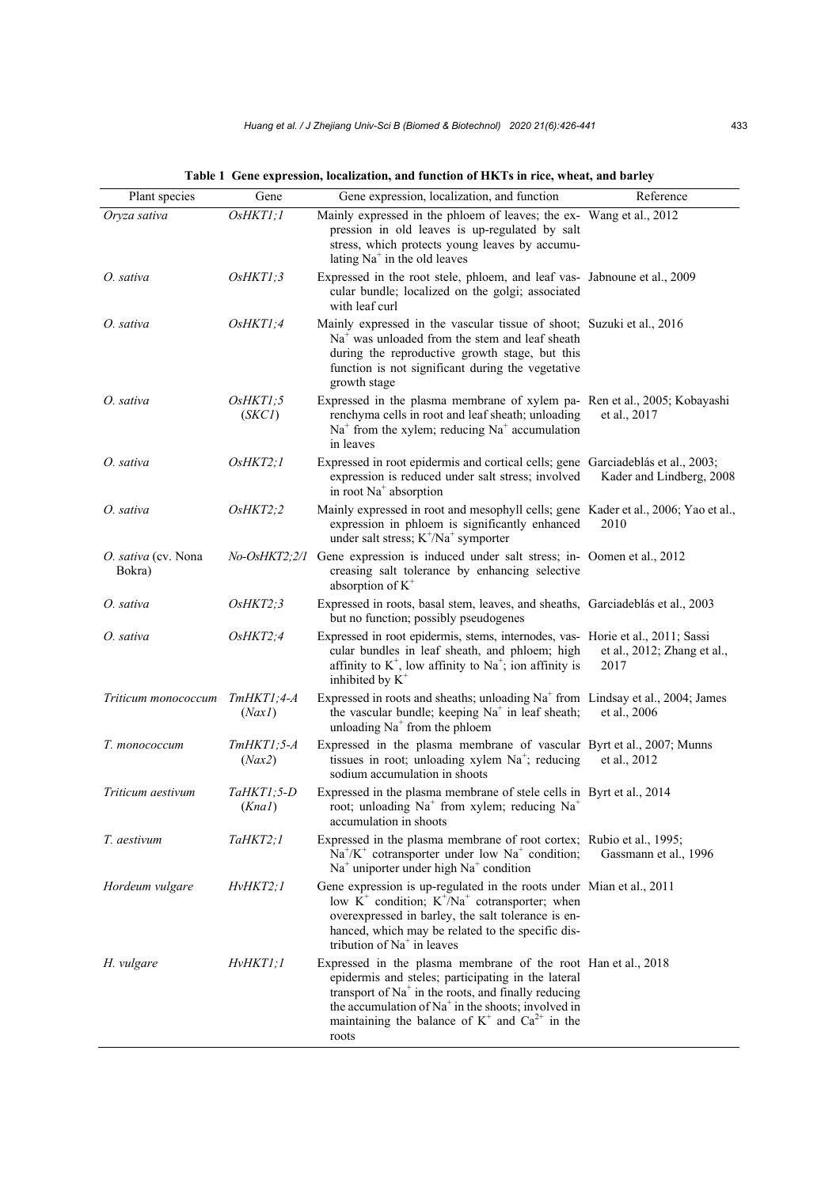**Table 1 Gene expression, localization, and function of HKTs in rice, wheat, and barley**

| Plant species | Gene | Gene expression, localization, and function | Reference |
|---|---|---|---|
| *Oryza sativa* | *OsHKT1;1* | Mainly expressed in the phloem of leaves; the expression in old leaves is up-regulated by salt stress, which protects young leaves by accumulating $Na^+$ in the old leaves | Wang et al., 2012 |
| *O. sativa* | *OsHKT1;3* | Expressed in the root stele, phloem, and leaf vascular bundle; localized on the golgi; associated with leaf curl | Jabnoune et al., 2009 |
| *O. sativa* | *OsHKT1;4* | Mainly expressed in the vascular tissue of shoot; $Na^+$ was unloaded from the stem and leaf sheath during the reproductive growth stage, but this function is not significant during the vegetative growth stage | Suzuki et al., 2016 |
| *O. sativa* | *OsHKT1;5* (*SKC1*) | Expressed in the plasma membrane of xylem parenchyma cells in root and leaf sheath; unloading $Na^+$ from the xylem; reducing $Na^+$ accumulation in leaves | Ren et al., 2005; Kobayashi et al., 2017 |
| *O. sativa* | *OsHKT2;1* | Expressed in root epidermis and cortical cells; gene expression is reduced under salt stress; involved in root $Na^+$ absorption | Garciadeblás et al., 2003; Kader and Lindberg, 2008 |
| *O. sativa* | *OsHKT2;2* | Mainly expressed in root and mesophyll cells; gene expression in phloem is significantly enhanced under salt stress; $K^+/Na^+$ symporter | Kader et al., 2006; Yao et al., 2010 |
| *O. sativa* (cv. Nona Bokra) | *No-OsHKT2;2/1* | Gene expression is induced under salt stress; increasing salt tolerance by enhancing selective absorption of $K^+$ | Oomen et al., 2012 |
| *O. sativa* | *OsHKT2;3* | Expressed in roots, basal stem, leaves, and sheaths, but no function; possibly pseudogenes | Garciadeblás et al., 2003 |
| *O. sativa* | *OsHKT2;4* | Expressed in root epidermis, stems, internodes, vascular bundles in leaf sheath, and phloem; high affinity to $K^+$, low affinity to $Na^+$; ion affinity is inhibited by $K^+$ | Horie et al., 2011; Sassi et al., 2012; Zhang et al., 2017 |
| *Triticum monococcum* | *TmHKT1;4-A* (*Nax1*) | Expressed in roots and sheaths; unloading $Na^+$ from the vascular bundle; keeping $Na^+$ in leaf sheath; unloading $Na^+$ from the phloem | Lindsay et al., 2004; James et al., 2006 |
| *T. monococcum* | *TmHKT1;5-A* (*Nax2*) | Expressed in the plasma membrane of vascular tissues in root; unloading xylem $Na^+$; reducing sodium accumulation in shoots | Byrt et al., 2007; Munns et al., 2012 |
| *Triticum aestivum* | *TaHKT1;5-D* (*Kna1*) | Expressed in the plasma membrane of stele cells in root; unloading $Na^+$ from xylem; reducing $Na^+$ accumulation in shoots | Byrt et al., 2014 |
| *T. aestivum* | *TaHKT2;1* | Expressed in the plasma membrane of root cortex; $Na^+/K^+$ cotransporter under low $Na^+$ condition; $Na^+$ uniporter under high $Na^+$ condition | Rubio et al., 1995; Gassmann et al., 1996 |
| *Hordeum vulgare* | *HvHKT2;1* | Gene expression is up-regulated in the roots under low $K^+$ condition; $K^+/Na^+$ cotransporter; when overexpressed in barley, the salt tolerance is enhanced, which may be related to the specific distribution of $Na^+$ in leaves | Mian et al., 2011 |
| *H. vulgare* | *HvHKT1;1* | Expressed in the plasma membrane of the root epidermis and steles; participating in the lateral transport of $Na^+$ in the roots, and finally reducing the accumulation of $Na^+$ in the shoots; involved in maintaining the balance of $K^+$ and $Ca^{2+}$ in the roots | Han et al., 2018 |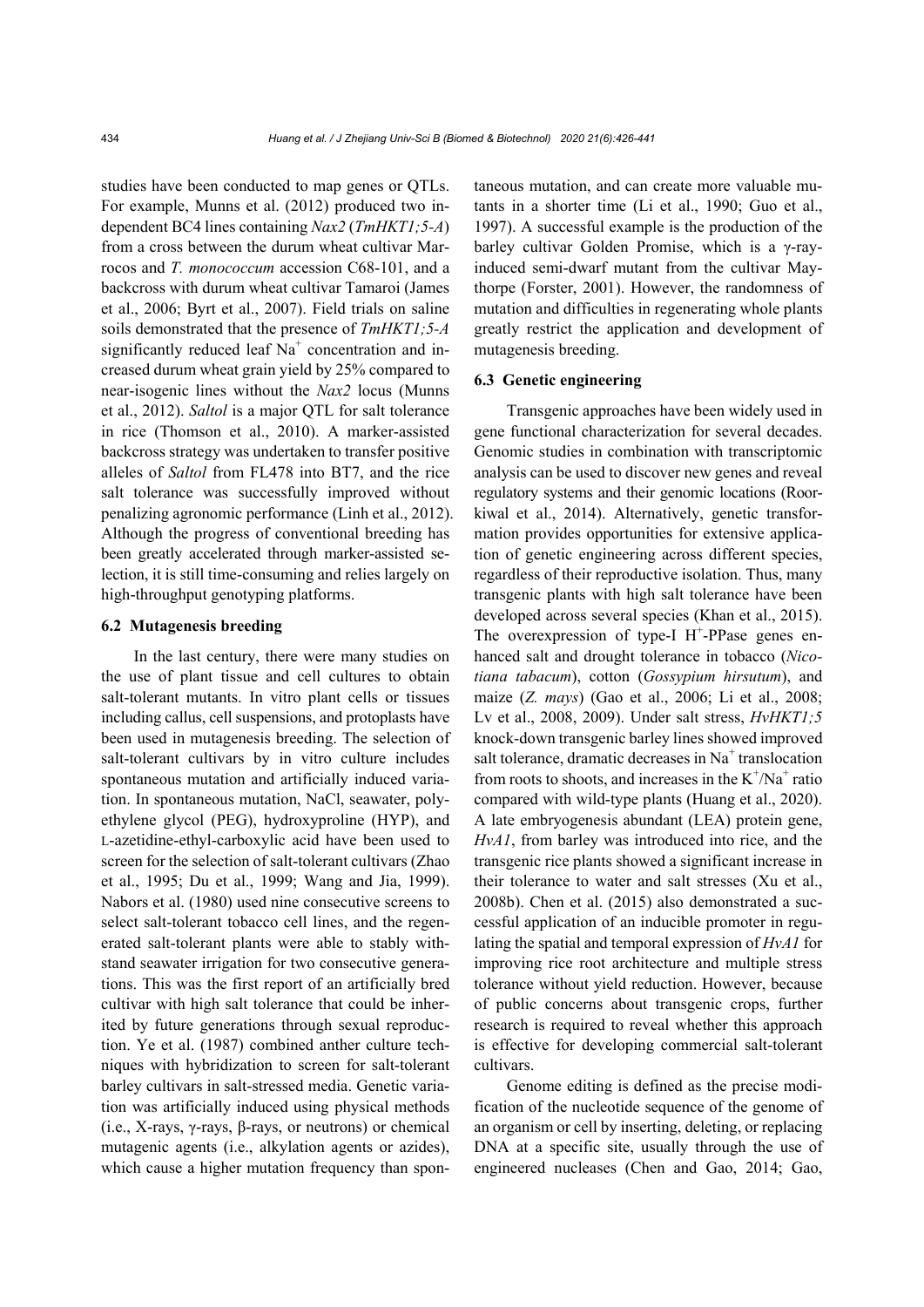studies have been conducted to map genes or QTLs. For example, Munns et al. (2012) produced two independent BC4 lines containing *Nax2* (*TmHKT1;5-A*) from a cross between the durum wheat cultivar Marrocos and *T. monococcum* accession C68-101, and a backcross with durum wheat cultivar Tamaroi (James et al., 2006; Byrt et al., 2007). Field trials on saline soils demonstrated that the presence of *TmHKT1;5-A* significantly reduced leaf $Na^+$ concentration and increased durum wheat grain yield by 25% compared to near-isogenic lines without the *Nax2* locus (Munns et al., 2012). *Saltol* is a major QTL for salt tolerance in rice (Thomson et al., 2010). A marker-assisted backcross strategy was undertaken to transfer positive alleles of *Saltol* from FL478 into BT7, and the rice salt tolerance was successfully improved without penalizing agronomic performance (Linh et al., 2012). Although the progress of conventional breeding has been greatly accelerated through marker-assisted selection, it is still time-consuming and relies largely on high-throughput genotyping platforms.

### 6.2 Mutagenesis breeding

In the last century, there were many studies on the use of plant tissue and cell cultures to obtain salt-tolerant mutants. In vitro plant cells or tissues including callus, cell suspensions, and protoplasts have been used in mutagenesis breeding. The selection of salt-tolerant cultivars by in vitro culture includes spontaneous mutation and artificially induced variation. In spontaneous mutation, NaCl, seawater, polyethylene glycol (PEG), hydroxyproline (HYP), and L-azetidine-ethyl-carboxylic acid have been used to screen for the selection of salt-tolerant cultivars (Zhao et al., 1995; Du et al., 1999; Wang and Jia, 1999). Nabors et al. (1980) used nine consecutive screens to select salt-tolerant tobacco cell lines, and the regenerated salt-tolerant plants were able to stably withstand seawater irrigation for two consecutive generations. This was the first report of an artificially bred cultivar with high salt tolerance that could be inherited by future generations through sexual reproduction. Ye et al. (1987) combined anther culture techniques with hybridization to screen for salt-tolerant barley cultivars in salt-stressed media. Genetic variation was artificially induced using physical methods (i.e., X-rays, γ-rays, β-rays, or neutrons) or chemical mutagenic agents (i.e., alkylation agents or azides), which cause a higher mutation frequency than spontaneous mutation, and can create more valuable mutants in a shorter time (Li et al., 1990; Guo et al., 1997). A successful example is the production of the barley cultivar Golden Promise, which is a γ-ray-induced semi-dwarf mutant from the cultivar Maythorpe (Forster, 2001). However, the randomness of mutation and difficulties in regenerating whole plants greatly restrict the application and development of mutagenesis breeding.

### 6.3 Genetic engineering

Transgenic approaches have been widely used in gene functional characterization for several decades. Genomic studies in combination with transcriptomic analysis can be used to discover new genes and reveal regulatory systems and their genomic locations (Roorkiwal et al., 2014). Alternatively, genetic transformation provides opportunities for extensive application of genetic engineering across different species, regardless of their reproductive isolation. Thus, many transgenic plants with high salt tolerance have been developed across several species (Khan et al., 2015). The overexpression of type-I $H^+$-PPase genes enhanced salt and drought tolerance in tobacco (*Nicotiana tabacum*), cotton (*Gossypium hirsutum*), and maize (*Z. mays*) (Gao et al., 2006; Li et al., 2008; Lv et al., 2008, 2009). Under salt stress, *HvHKT1;5* knock-down transgenic barley lines showed improved salt tolerance, dramatic decreases in $Na^+$ translocation from roots to shoots, and increases in the $K^+/Na^+$ ratio compared with wild-type plants (Huang et al., 2020). A late embryogenesis abundant (LEA) protein gene, *HvA1*, from barley was introduced into rice, and the transgenic rice plants showed a significant increase in their tolerance to water and salt stresses (Xu et al., 2008b). Chen et al. (2015) also demonstrated a successful application of an inducible promoter in regulating the spatial and temporal expression of *HvA1* for improving rice root architecture and multiple stress tolerance without yield reduction. However, because of public concerns about transgenic crops, further research is required to reveal whether this approach is effective for developing commercial salt-tolerant cultivars.

Genome editing is defined as the precise modification of the nucleotide sequence of the genome of an organism or cell by inserting, deleting, or replacing DNA at a specific site, usually through the use of engineered nucleases (Chen and Gao, 2014; Gao,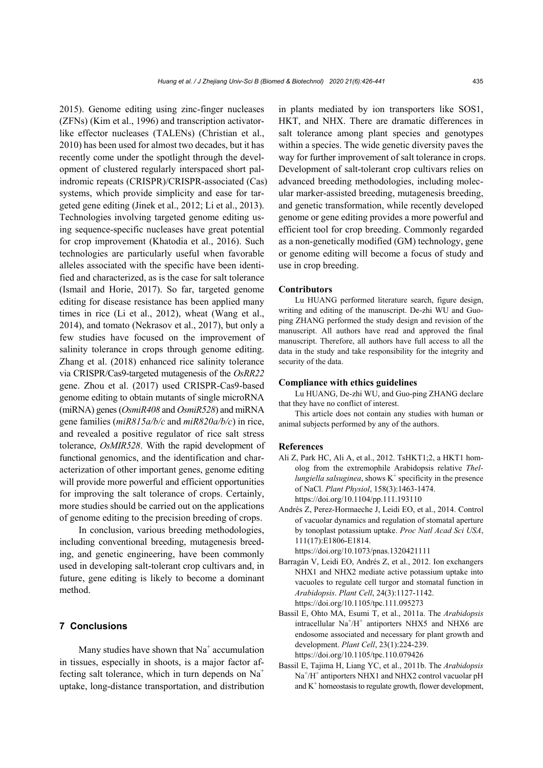2015). Genome editing using zinc-finger nucleases (ZFNs) (Kim et al., 1996) and transcription activator-like effector nucleases (TALENs) (Christian et al., 2010) has been used for almost two decades, but it has recently come under the spotlight through the development of clustered regularly interspaced short palindromic repeats (CRISPR)/CRISPR-associated (Cas) systems, which provide simplicity and ease for targeted gene editing (Jinek et al., 2012; Li et al., 2013). Technologies involving targeted genome editing using sequence-specific nucleases have great potential for crop improvement (Khatodia et al., 2016). Such technologies are particularly useful when favorable alleles associated with the specific have been identified and characterized, as is the case for salt tolerance (Ismail and Horie, 2017). So far, targeted genome editing for disease resistance has been applied many times in rice (Li et al., 2012), wheat (Wang et al., 2014), and tomato (Nekrasov et al., 2017), but only a few studies have focused on the improvement of salinity tolerance in crops through genome editing. Zhang et al. (2018) enhanced rice salinity tolerance via CRISPR/Cas9-targeted mutagenesis of the *OsRR22* gene. Zhou et al. (2017) used CRISPR-Cas9-based genome editing to obtain mutants of single microRNA (miRNA) genes (*OsmiR408* and *OsmiR528*) and miRNA gene families (*miR815a/b/c* and *miR820a/b/c*) in rice, and revealed a positive regulator of rice salt stress tolerance, *OsMIR528*. With the rapid development of functional genomics, and the identification and characterization of other important genes, genome editing will provide more powerful and efficient opportunities for improving the salt tolerance of crops. Certainly, more studies should be carried out on the applications of genome editing to the precision breeding of crops.

In conclusion, various breeding methodologies, including conventional breeding, mutagenesis breeding, and genetic engineering, have been commonly used in developing salt-tolerant crop cultivars and, in future, gene editing is likely to become a dominant method.

## 7 Conclusions

Many studies have shown that $Na^+$ accumulation in tissues, especially in shoots, is a major factor affecting salt tolerance, which in turn depends on $Na^+$ uptake, long-distance transportation, and distribution in plants mediated by ion transporters like SOS1, HKT, and NHX. There are dramatic differences in salt tolerance among plant species and genotypes within a species. The wide genetic diversity paves the way for further improvement of salt tolerance in crops. Development of salt-tolerant crop cultivars relies on advanced breeding methodologies, including molecular marker-assisted breeding, mutagenesis breeding, and genetic transformation, while recently developed genome or gene editing provides a more powerful and efficient tool for crop breeding. Commonly regarded as a non-genetically modified (GM) technology, gene or genome editing will become a focus of study and use in crop breeding.

### Contributors

Lu HUANG performed literature search, figure design, writing and editing of the manuscript. De-zhi WU and Guo-ping ZHANG performed the study design and revision of the manuscript. All authors have read and approved the final manuscript. Therefore, all authors have full access to all the data in the study and take responsibility for the integrity and security of the data.

### Compliance with ethics guidelines

Lu HUANG, De-zhi WU, and Guo-ping ZHANG declare that they have no conflict of interest.

This article does not contain any studies with human or animal subjects performed by any of the authors.

### References

Ali Z, Park HC, Ali A, et al., 2012. TsHKT1;2, a HKT1 homolog from the extremophile Arabidopsis relative *Thellungiella salsuginea*, shows $K^+$ specificity in the presence of NaCl. *Plant Physiol*, 158(3):1463-1474. https://doi.org/10.1104/pp.111.193110

Andrés Z, Perez-Hormaeche J, Leidi EO, et al., 2014. Control of vacuolar dynamics and regulation of stomatal aperture by tonoplast potassium uptake. *Proc Natl Acad Sci USA*, 111(17):E1806-E1814. https://doi.org/10.1073/pnas.1320421111

Barragán V, Leidi EO, Andrés Z, et al., 2012. Ion exchangers NHX1 and NHX2 mediate active potassium uptake into vacuoles to regulate cell turgor and stomatal function in *Arabidopsis*. *Plant Cell*, 24(3):1127-1142. https://doi.org/10.1105/tpc.111.095273

Bassil E, Ohto MA, Esumi T, et al., 2011a. The *Arabidopsis* intracellular $Na^+/H^+$ antiporters NHX5 and NHX6 are endosome associated and necessary for plant growth and development. *Plant Cell*, 23(1):224-239. https://doi.org/10.1105/tpc.110.079426

Bassil E, Tajima H, Liang YC, et al., 2011b. The *Arabidopsis* $Na^+/H^+$ antiporters NHX1 and NHX2 control vacuolar pH and $K^+$ homeostasis to regulate growth, flower development,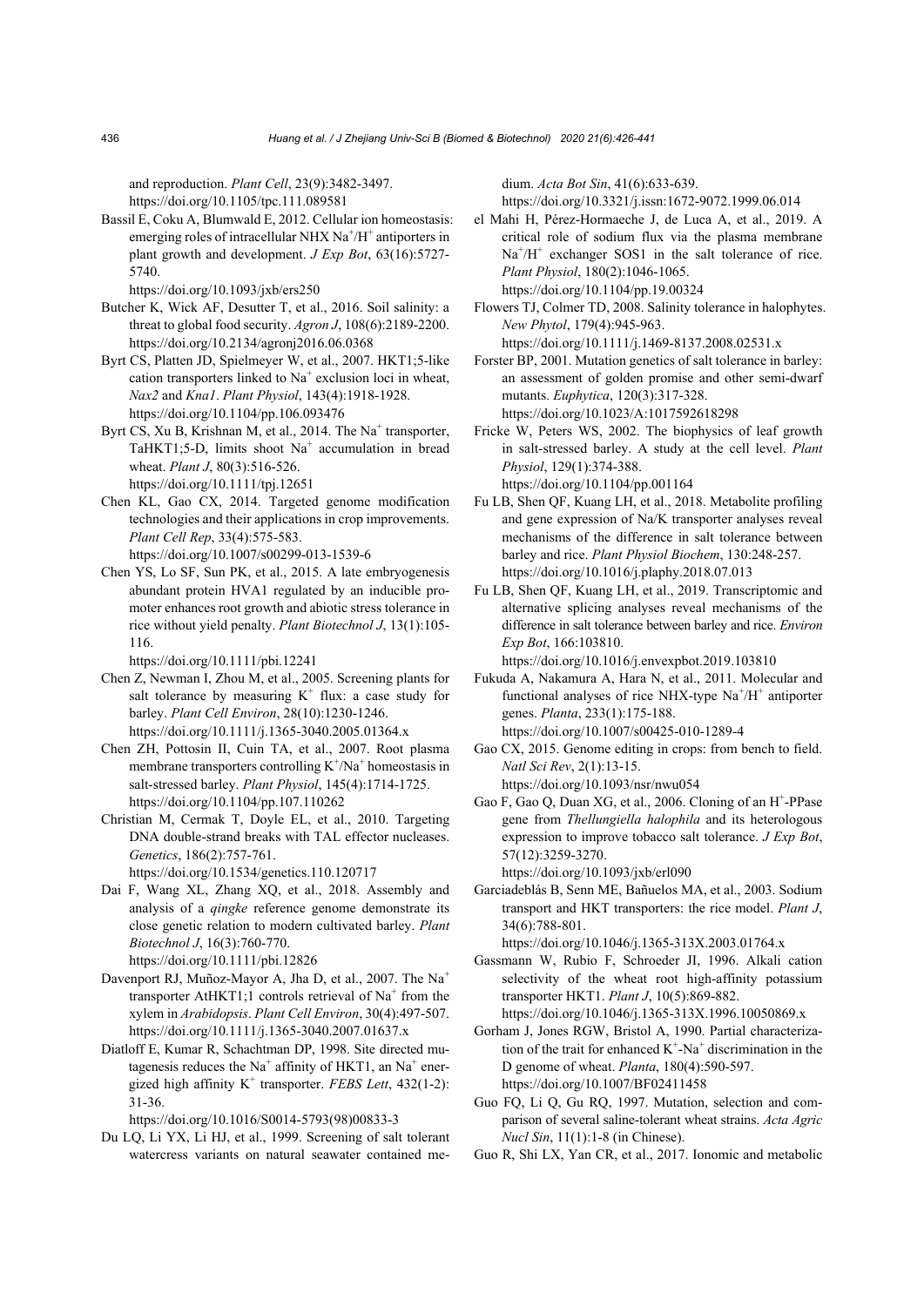and reproduction. *Plant Cell*, 23(9):3482-3497. https://doi.org/10.1105/tpc.111.089581

Bassil E, Coku A, Blumwald E, 2012. Cellular ion homeostasis: emerging roles of intracellular NHX $Na^+/H^+$ antiporters in plant growth and development. *J Exp Bot*, 63(16):5727-5740. https://doi.org/10.1093/jxb/ers250

Butcher K, Wick AF, Desutter T, et al., 2016. Soil salinity: a threat to global food security. *Agron J*, 108(6):2189-2200. https://doi.org/10.2134/agronj2016.06.0368

Byrt CS, Platten JD, Spielmeyer W, et al., 2007. HKT1;5-like cation transporters linked to $Na^+$ exclusion loci in wheat, *Nax2* and *Kna1*. *Plant Physiol*, 143(4):1918-1928. https://doi.org/10.1104/pp.106.093476

Byrt CS, Xu B, Krishnan M, et al., 2014. The $Na^+$ transporter, TaHKT1;5-D, limits shoot $Na^+$ accumulation in bread wheat. *Plant J*, 80(3):516-526. https://doi.org/10.1111/tpj.12651

Chen KL, Gao CX, 2014. Targeted genome modification technologies and their applications in crop improvements. *Plant Cell Rep*, 33(4):575-583. https://doi.org/10.1007/s00299-013-1539-6

Chen YS, Lo SF, Sun PK, et al., 2015. A late embryogenesis abundant protein HVA1 regulated by an inducible promoter enhances root growth and abiotic stress tolerance in rice without yield penalty. *Plant Biotechnol J*, 13(1):105-116. https://doi.org/10.1111/pbi.12241

Chen Z, Newman I, Zhou M, et al., 2005. Screening plants for salt tolerance by measuring $K^+$ flux: a case study for barley. *Plant Cell Environ*, 28(10):1230-1246. https://doi.org/10.1111/j.1365-3040.2005.01364.x

Chen ZH, Pottosin II, Cuin TA, et al., 2007. Root plasma membrane transporters controlling $K^+/Na^+$ homeostasis in salt-stressed barley. *Plant Physiol*, 145(4):1714-1725. https://doi.org/10.1104/pp.107.110262

Christian M, Cermak T, Doyle EL, et al., 2010. Targeting DNA double-strand breaks with TAL effector nucleases. *Genetics*, 186(2):757-761. https://doi.org/10.1534/genetics.110.120717

Dai F, Wang XL, Zhang XQ, et al., 2018. Assembly and analysis of a *qingke* reference genome demonstrate its close genetic relation to modern cultivated barley. *Plant Biotechnol J*, 16(3):760-770. https://doi.org/10.1111/pbi.12826

Davenport RJ, Muñoz-Mayor A, Jha D, et al., 2007. The $Na^+$ transporter AtHKT1;1 controls retrieval of $Na^+$ from the xylem in *Arabidopsis*. *Plant Cell Environ*, 30(4):497-507. https://doi.org/10.1111/j.1365-3040.2007.01637.x

Diatloff E, Kumar R, Schachtman DP, 1998. Site directed mutagenesis reduces the $Na^+$ affinity of HKT1, an $Na^+$ energized high affinity $K^+$ transporter. *FEBS Lett*, 432(1-2):31-36. https://doi.org/10.1016/S0014-5793(98)00833-3

Du LQ, Li YX, Li HJ, et al., 1999. Screening of salt tolerant watercress variants on natural seawater contained medium. *Acta Bot Sin*, 41(6):633-639. https://doi.org/10.3321/j.issn:1672-9072.1999.06.014

el Mahi H, Pérez-Hormaeche J, de Luca A, et al., 2019. A critical role of sodium flux via the plasma membrane $Na^+/H^+$ exchanger SOS1 in the salt tolerance of rice. *Plant Physiol*, 180(2):1046-1065. https://doi.org/10.1104/pp.19.00324

Flowers TJ, Colmer TD, 2008. Salinity tolerance in halophytes. *New Phytol*, 179(4):945-963. https://doi.org/10.1111/j.1469-8137.2008.02531.x

Forster BP, 2001. Mutation genetics of salt tolerance in barley: an assessment of golden promise and other semi-dwarf mutants. *Euphytica*, 120(3):317-328. https://doi.org/10.1023/A:1017592618298

Fricke W, Peters WS, 2002. The biophysics of leaf growth in salt-stressed barley. A study at the cell level. *Plant Physiol*, 129(1):374-388. https://doi.org/10.1104/pp.001164

Fu LB, Shen QF, Kuang LH, et al., 2018. Metabolite profiling and gene expression of Na/K transporter analyses reveal mechanisms of the difference in salt tolerance between barley and rice. *Plant Physiol Biochem*, 130:248-257. https://doi.org/10.1016/j.plaphy.2018.07.013

Fu LB, Shen QF, Kuang LH, et al., 2019. Transcriptomic and alternative splicing analyses reveal mechanisms of the difference in salt tolerance between barley and rice. *Environ Exp Bot*, 166:103810. https://doi.org/10.1016/j.envexpbot.2019.103810

Fukuda A, Nakamura A, Hara N, et al., 2011. Molecular and functional analyses of rice NHX-type $Na^+/H^+$ antiporter genes. *Planta*, 233(1):175-188. https://doi.org/10.1007/s00425-010-1289-4

Gao CX, 2015. Genome editing in crops: from bench to field. *Natl Sci Rev*, 2(1):13-15. https://doi.org/10.1093/nsr/nwu054

Gao F, Gao Q, Duan XG, et al., 2006. Cloning of an $H^+$-PPase gene from *Thellungiella halophila* and its heterologous expression to improve tobacco salt tolerance. *J Exp Bot*, 57(12):3259-3270. https://doi.org/10.1093/jxb/erl090

Garciadeblás B, Senn ME, Bañuelos MA, et al., 2003. Sodium transport and HKT transporters: the rice model. *Plant J*, 34(6):788-801. https://doi.org/10.1046/j.1365-313X.2003.01764.x

Gassmann W, Rubio F, Schroeder JI, 1996. Alkali cation selectivity of the wheat root high-affinity potassium transporter HKT1. *Plant J*, 10(5):869-882. https://doi.org/10.1046/j.1365-313X.1996.10050869.x

Gorham J, Jones RGW, Bristol A, 1990. Partial characterization of the trait for enhanced $K^+$-$Na^+$ discrimination in the D genome of wheat. *Planta*, 180(4):590-597. https://doi.org/10.1007/BF02411458

Guo FQ, Li Q, Gu RQ, 1997. Mutation, selection and comparison of several saline-tolerant wheat strains. *Acta Agric Nucl Sin*, 11(1):1-8 (in Chinese).

Guo R, Shi LX, Yan CR, et al., 2017. Ionomic and metabolic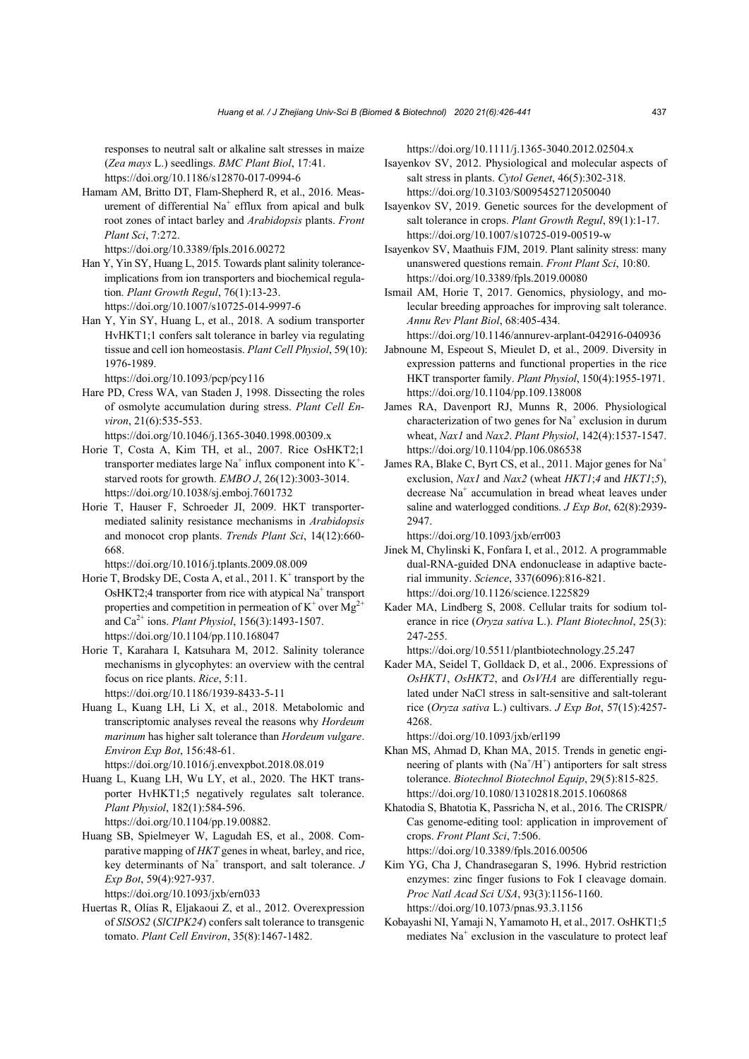responses to neutral salt or alkaline salt stresses in maize (*Zea mays* L.) seedlings. *BMC Plant Biol*, 17:41. https://doi.org/10.1186/s12870-017-0994-6

Hamam AM, Britto DT, Flam-Shepherd R, et al., 2016. Measurement of differential $Na^+$ efflux from apical and bulk root zones of intact barley and *Arabidopsis* plants. *Front Plant Sci*, 7:272. https://doi.org/10.3389/fpls.2016.00272

Han Y, Yin SY, Huang L, 2015. Towards plant salinity tolerance-implications from ion transporters and biochemical regulation. *Plant Growth Regul*, 76(1):13-23. https://doi.org/10.1007/s10725-014-9997-6

Han Y, Yin SY, Huang L, et al., 2018. A sodium transporter HvHKT1;1 confers salt tolerance in barley via regulating tissue and cell ion homeostasis. *Plant Cell Physiol*, 59(10): 1976-1989. https://doi.org/10.1093/pcp/pcy116

Hare PD, Cress WA, van Staden J, 1998. Dissecting the roles of osmolyte accumulation during stress. *Plant Cell Environ*, 21(6):535-553. https://doi.org/10.1046/j.1365-3040.1998.00309.x

Horie T, Costa A, Kim TH, et al., 2007. Rice OsHKT2;1 transporter mediates large $Na^+$ influx component into $K^+$-starved roots for growth. *EMBO J*, 26(12):3003-3014. https://doi.org/10.1038/sj.emboj.7601732

Horie T, Hauser F, Schroeder JI, 2009. HKT transporter-mediated salinity resistance mechanisms in *Arabidopsis* and monocot crop plants. *Trends Plant Sci*, 14(12):660-668. https://doi.org/10.1016/j.tplants.2009.08.009

Horie T, Brodsky DE, Costa A, et al., 2011. $K^+$ transport by the OsHKT2;4 transporter from rice with atypical $Na^+$ transport properties and competition in permeation of $K^+$ over $Mg^{2+}$ and $Ca^{2+}$ ions. *Plant Physiol*, 156(3):1493-1507. https://doi.org/10.1104/pp.110.168047

Horie T, Karahara I, Katsuhara M, 2012. Salinity tolerance mechanisms in glycophytes: an overview with the central focus on rice plants. *Rice*, 5:11. https://doi.org/10.1186/1939-8433-5-11

Huang L, Kuang LH, Li X, et al., 2018. Metabolomic and transcriptomic analyses reveal the reasons why *Hordeum marinum* has higher salt tolerance than *Hordeum vulgare*. *Environ Exp Bot*, 156:48-61. https://doi.org/10.1016/j.envexpbot.2018.08.019

Huang L, Kuang LH, Wu LY, et al., 2020. The HKT transporter HvHKT1;5 negatively regulates salt tolerance. *Plant Physiol*, 182(1):584-596. https://doi.org/10.1104/pp.19.00882.

Huang SB, Spielmeyer W, Lagudah ES, et al., 2008. Comparative mapping of *HKT* genes in wheat, barley, and rice, key determinants of $Na^+$ transport, and salt tolerance. *J Exp Bot*, 59(4):927-937. https://doi.org/10.1093/jxb/ern033

Huertas R, Olías R, Eljakaoui Z, et al., 2012. Overexpression of *SlSOS2* (*SlCIPK24*) confers salt tolerance to transgenic tomato. *Plant Cell Environ*, 35(8):1467-1482. https://doi.org/10.1111/j.1365-3040.2012.02504.x

Isayenkov SV, 2012. Physiological and molecular aspects of salt stress in plants. *Cytol Genet*, 46(5):302-318. https://doi.org/10.3103/S0095452712050040

Isayenkov SV, 2019. Genetic sources for the development of salt tolerance in crops. *Plant Growth Regul*, 89(1):1-17. https://doi.org/10.1007/s10725-019-00519-w

Isayenkov SV, Maathuis FJM, 2019. Plant salinity stress: many unanswered questions remain. *Front Plant Sci*, 10:80. https://doi.org/10.3389/fpls.2019.00080

Ismail AM, Horie T, 2017. Genomics, physiology, and molecular breeding approaches for improving salt tolerance. *Annu Rev Plant Biol*, 68:405-434. https://doi.org/10.1146/annurev-arplant-042916-040936

Jabnoune M, Espeout S, Mieulet D, et al., 2009. Diversity in expression patterns and functional properties in the rice HKT transporter family. *Plant Physiol*, 150(4):1955-1971. https://doi.org/10.1104/pp.109.138008

James RA, Davenport RJ, Munns R, 2006. Physiological characterization of two genes for $Na^+$ exclusion in durum wheat, *Nax1* and *Nax2*. *Plant Physiol*, 142(4):1537-1547. https://doi.org/10.1104/pp.106.086538

James RA, Blake C, Byrt CS, et al., 2011. Major genes for $Na^+$ exclusion, *Nax1* and *Nax2* (wheat *HKT1;4* and *HKT1;5*), decrease $Na^+$ accumulation in bread wheat leaves under saline and waterlogged conditions. *J Exp Bot*, 62(8):2939-2947. https://doi.org/10.1093/jxb/err003

Jinek M, Chylinski K, Fonfara I, et al., 2012. A programmable dual-RNA-guided DNA endonuclease in adaptive bacterial immunity. *Science*, 337(6096):816-821. https://doi.org/10.1126/science.1225829

Kader MA, Lindberg S, 2008. Cellular traits for sodium tolerance in rice (*Oryza sativa* L.). *Plant Biotechnol*, 25(3): 247-255. https://doi.org/10.5511/plantbiotechnology.25.247

Kader MA, Seidel T, Golldack D, et al., 2006. Expressions of *OsHKT1*, *OsHKT2*, and *OsVHA* are differentially regulated under NaCl stress in salt-sensitive and salt-tolerant rice (*Oryza sativa* L.) cultivars. *J Exp Bot*, 57(15):4257-4268. https://doi.org/10.1093/jxb/erl199

Khan MS, Ahmad D, Khan MA, 2015. Trends in genetic engineering of plants with ($Na^+/H^+$) antiporters for salt stress tolerance. *Biotechnol Biotechnol Equip*, 29(5):815-825. https://doi.org/10.1080/13102818.2015.1060868

Khatodia S, Bhatotia K, Passricha N, et al., 2016. The CRISPR/Cas genome-editing tool: application in improvement of crops. *Front Plant Sci*, 7:506. https://doi.org/10.3389/fpls.2016.00506

Kim YG, Cha J, Chandrasegaran S, 1996. Hybrid restriction enzymes: zinc finger fusions to Fok I cleavage domain. *Proc Natl Acad Sci USA*, 93(3):1156-1160. https://doi.org/10.1073/pnas.93.3.1156

Kobayashi NI, Yamaji N, Yamamoto H, et al., 2017. OsHKT1;5 mediates $Na^+$ exclusion in the vasculature to protect leaf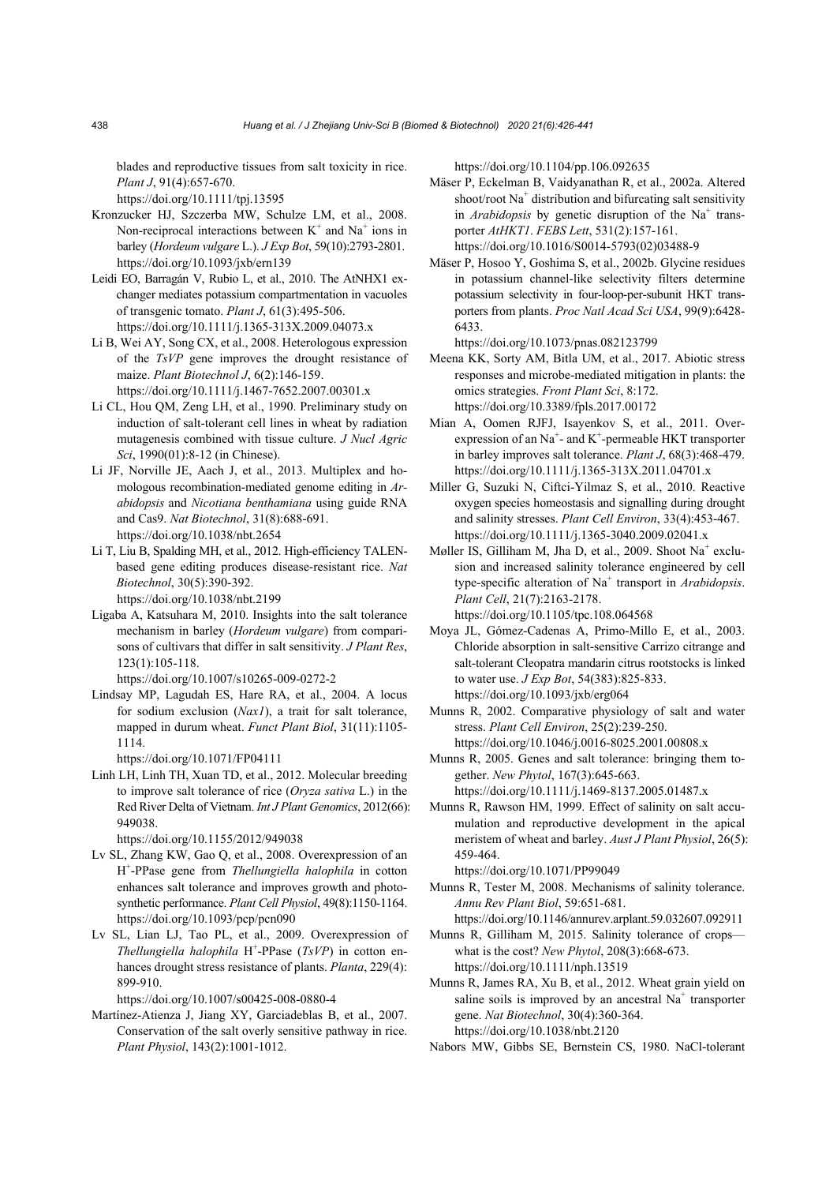blades and reproductive tissues from salt toxicity in rice. *Plant J*, 91(4):657-670.
https://doi.org/10.1111/tpj.13595

Kronzucker HJ, Szczerba MW, Schulze LM, et al., 2008. Non-reciprocal interactions between $K^+$ and $Na^+$ ions in barley (*Hordeum vulgare* L.). *J Exp Bot*, 59(10):2793-2801.
https://doi.org/10.1093/jxb/ern139

Leidi EO, Barragán V, Rubio L, et al., 2010. The AtNHX1 exchanger mediates potassium compartmentation in vacuoles of transgenic tomato. *Plant J*, 61(3):495-506.
https://doi.org/10.1111/j.1365-313X.2009.04073.x

Li B, Wei AY, Song CX, et al., 2008. Heterologous expression of the *TsVP* gene improves the drought resistance of maize. *Plant Biotechnol J*, 6(2):146-159.
https://doi.org/10.1111/j.1467-7652.2007.00301.x

Li CL, Hou QM, Zeng LH, et al., 1990. Preliminary study on induction of salt-tolerant cell lines in wheat by radiation mutagenesis combined with tissue culture. *J Nucl Agric Sci*, 1990(01):8-12 (in Chinese).

Li JF, Norville JE, Aach J, et al., 2013. Multiplex and homologous recombination-mediated genome editing in *Arabidopsis* and *Nicotiana benthamiana* using guide RNA and Cas9. *Nat Biotechnol*, 31(8):688-691.
https://doi.org/10.1038/nbt.2654

Li T, Liu B, Spalding MH, et al., 2012. High-efficiency TALEN-based gene editing produces disease-resistant rice. *Nat Biotechnol*, 30(5):390-392.
https://doi.org/10.1038/nbt.2199

Ligaba A, Katsuhara M, 2010. Insights into the salt tolerance mechanism in barley (*Hordeum vulgare*) from comparisons of cultivars that differ in salt sensitivity. *J Plant Res*, 123(1):105-118.
https://doi.org/10.1007/s10265-009-0272-2

Lindsay MP, Lagudah ES, Hare RA, et al., 2004. A locus for sodium exclusion (*Nax1*), a trait for salt tolerance, mapped in durum wheat. *Funct Plant Biol*, 31(11):1105-1114.
https://doi.org/10.1071/FP04111

Linh LH, Linh TH, Xuan TD, et al., 2012. Molecular breeding to improve salt tolerance of rice (*Oryza sativa* L.) in the Red River Delta of Vietnam. *Int J Plant Genomics*, 2012(66):949038.
https://doi.org/10.1155/2012/949038

Lv SL, Zhang KW, Gao Q, et al., 2008. Overexpression of an $H^+$-PPase gene from *Thellungiella halophila* in cotton enhances salt tolerance and improves growth and photosynthetic performance. *Plant Cell Physiol*, 49(8):1150-1164.
https://doi.org/10.1093/pcp/pcn090

Lv SL, Lian LJ, Tao PL, et al., 2009. Overexpression of *Thellungiella halophila* $H^+$-PPase (*TsVP*) in cotton enhances drought stress resistance of plants. *Planta*, 229(4):899-910.
https://doi.org/10.1007/s00425-008-0880-4

Martínez-Atienza J, Jiang XY, Garciadeblas B, et al., 2007. Conservation of the salt overly sensitive pathway in rice. *Plant Physiol*, 143(2):1001-1012.
https://doi.org/10.1104/pp.106.092635

Mäser P, Eckelman B, Vaidyanathan R, et al., 2002a. Altered shoot/root $Na^+$ distribution and bifurcating salt sensitivity in *Arabidopsis* by genetic disruption of the $Na^+$ transporter *AtHKT1*. *FEBS Lett*, 531(2):157-161.
https://doi.org/10.1016/S0014-5793(02)03488-9

Mäser P, Hosoo Y, Goshima S, et al., 2002b. Glycine residues in potassium channel-like selectivity filters determine potassium selectivity in four-loop-per-subunit HKT transporters from plants. *Proc Natl Acad Sci USA*, 99(9):6428-6433.
https://doi.org/10.1073/pnas.082123799

Meena KK, Sorty AM, Bitla UM, et al., 2017. Abiotic stress responses and microbe-mediated mitigation in plants: the omics strategies. *Front Plant Sci*, 8:172.
https://doi.org/10.3389/fpls.2017.00172

Mian A, Oomen RJFJ, Isayenkov S, et al., 2011. Over-expression of an $Na^+$- and $K^+$-permeable HKT transporter in barley improves salt tolerance. *Plant J*, 68(3):468-479.
https://doi.org/10.1111/j.1365-313X.2011.04701.x

Miller G, Suzuki N, Ciftci-Yilmaz S, et al., 2010. Reactive oxygen species homeostasis and signalling during drought and salinity stresses. *Plant Cell Environ*, 33(4):453-467.
https://doi.org/10.1111/j.1365-3040.2009.02041.x

Møller IS, Gilliham M, Jha D, et al., 2009. Shoot $Na^+$ exclusion and increased salinity tolerance engineered by cell type-specific alteration of $Na^+$ transport in *Arabidopsis*. *Plant Cell*, 21(7):2163-2178.
https://doi.org/10.1105/tpc.108.064568

Moya JL, Gómez-Cadenas A, Primo-Millo E, et al., 2003. Chloride absorption in salt-sensitive Carrizo citrange and salt-tolerant Cleopatra mandarin citrus rootstocks is linked to water use. *J Exp Bot*, 54(383):825-833.
https://doi.org/10.1093/jxb/erg064

Munns R, 2002. Comparative physiology of salt and water stress. *Plant Cell Environ*, 25(2):239-250.
https://doi.org/10.1046/j.0016-8025.2001.00808.x

Munns R, 2005. Genes and salt tolerance: bringing them together. *New Phytol*, 167(3):645-663.
https://doi.org/10.1111/j.1469-8137.2005.01487.x

Munns R, Rawson HM, 1999. Effect of salinity on salt accumulation and reproductive development in the apical meristem of wheat and barley. *Aust J Plant Physiol*, 26(5):459-464.
https://doi.org/10.1071/PP99049

Munns R, Tester M, 2008. Mechanisms of salinity tolerance. *Annu Rev Plant Biol*, 59:651-681.
https://doi.org/10.1146/annurev.arplant.59.032607.092911

Munns R, Gilliham M, 2015. Salinity tolerance of crops—what is the cost? *New Phytol*, 208(3):668-673.
https://doi.org/10.1111/nph.13519

Munns R, James RA, Xu B, et al., 2012. Wheat grain yield on saline soils is improved by an ancestral $Na^+$ transporter gene. *Nat Biotechnol*, 30(4):360-364.
https://doi.org/10.1038/nbt.2120

Nabors MW, Gibbs SE, Bernstein CS, 1980. NaCl-tolerant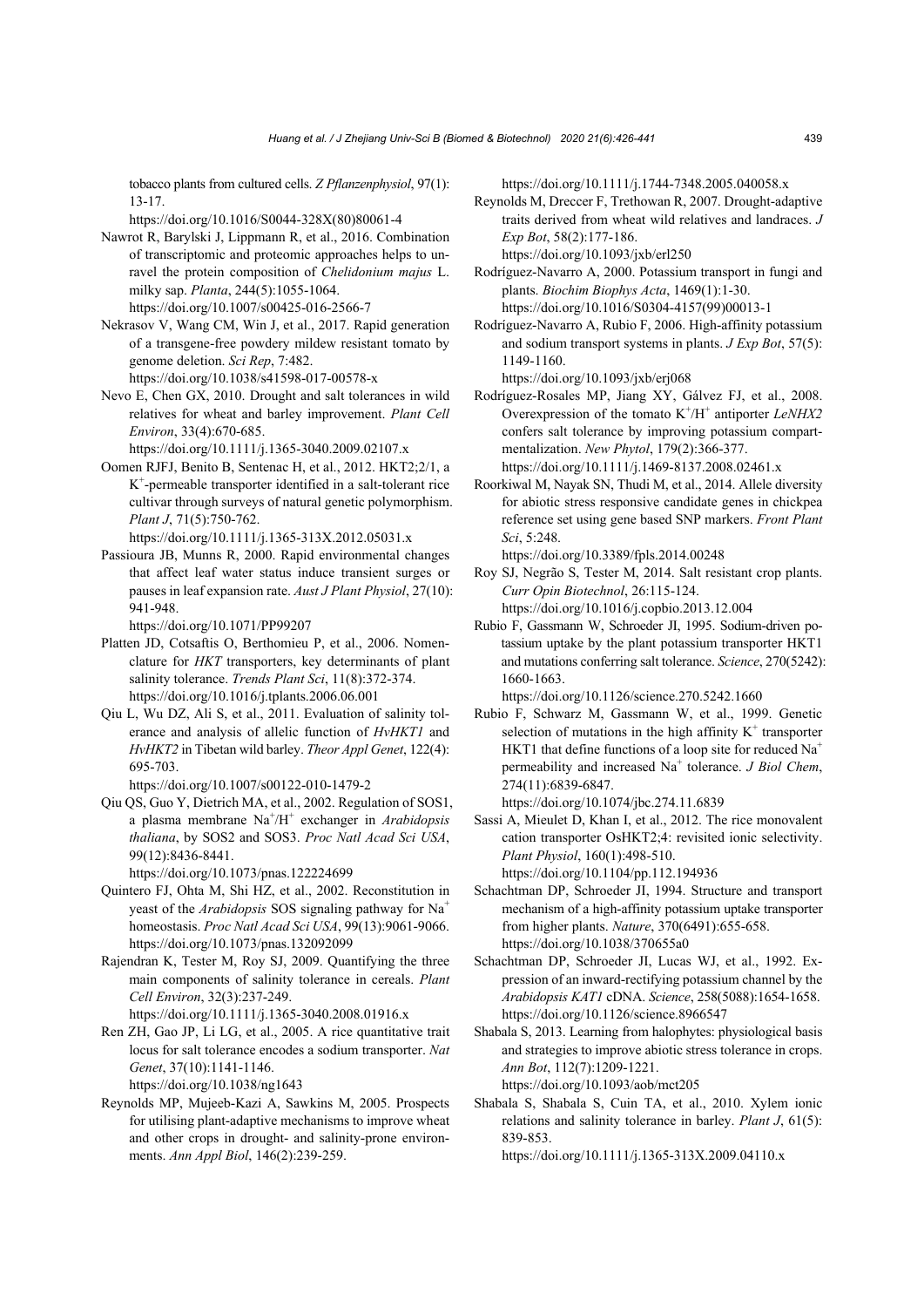tobacco plants from cultured cells. *Z Pflanzenphysiol*, 97(1): 13-17.
https://doi.org/10.1016/S0044-328X(80)80061-4

Nawrot R, Barylski J, Lippmann R, et al., 2016. Combination of transcriptomic and proteomic approaches helps to unravel the protein composition of *Chelidonium majus* L. milky sap. *Planta*, 244(5):1055-1064.
https://doi.org/10.1007/s00425-016-2566-7

Nekrasov V, Wang CM, Win J, et al., 2017. Rapid generation of a transgene-free powdery mildew resistant tomato by genome deletion. *Sci Rep*, 7:482.
https://doi.org/10.1038/s41598-017-00578-x

Nevo E, Chen GX, 2010. Drought and salt tolerances in wild relatives for wheat and barley improvement. *Plant Cell Environ*, 33(4):670-685.
https://doi.org/10.1111/j.1365-3040.2009.02107.x

Oomen RJFJ, Benito B, Sentenac H, et al., 2012. HKT2;2/1, a $K^+$-permeable transporter identified in a salt-tolerant rice cultivar through surveys of natural genetic polymorphism. *Plant J*, 71(5):750-762.
https://doi.org/10.1111/j.1365-313X.2012.05031.x

Passioura JB, Munns R, 2000. Rapid environmental changes that affect leaf water status induce transient surges or pauses in leaf expansion rate. *Aust J Plant Physiol*, 27(10): 941-948.
https://doi.org/10.1071/PP99207

Platten JD, Cotsaftis O, Berthomieu P, et al., 2006. Nomenclature for *HKT* transporters, key determinants of plant salinity tolerance. *Trends Plant Sci*, 11(8):372-374.
https://doi.org/10.1016/j.tplants.2006.06.001

Qiu L, Wu DZ, Ali S, et al., 2011. Evaluation of salinity tolerance and analysis of allelic function of *HvHKT1* and *HvHKT2* in Tibetan wild barley. *Theor Appl Genet*, 122(4): 695-703.
https://doi.org/10.1007/s00122-010-1479-2

Qiu QS, Guo Y, Dietrich MA, et al., 2002. Regulation of SOS1, a plasma membrane $Na^+/H^+$ exchanger in *Arabidopsis thaliana*, by SOS2 and SOS3. *Proc Natl Acad Sci USA*, 99(12):8436-8441.
https://doi.org/10.1073/pnas.122224699

Quintero FJ, Ohta M, Shi HZ, et al., 2002. Reconstitution in yeast of the *Arabidopsis* SOS signaling pathway for $Na^+$ homeostasis. *Proc Natl Acad Sci USA*, 99(13):9061-9066.
https://doi.org/10.1073/pnas.132092099

Rajendran K, Tester M, Roy SJ, 2009. Quantifying the three main components of salinity tolerance in cereals. *Plant Cell Environ*, 32(3):237-249.
https://doi.org/10.1111/j.1365-3040.2008.01916.x

Ren ZH, Gao JP, Li LG, et al., 2005. A rice quantitative trait locus for salt tolerance encodes a sodium transporter. *Nat Genet*, 37(10):1141-1146.
https://doi.org/10.1038/ng1643

Reynolds MP, Mujeeb-Kazi A, Sawkins M, 2005. Prospects for utilising plant-adaptive mechanisms to improve wheat and other crops in drought- and salinity-prone environments. *Ann Appl Biol*, 146(2):239-259.
https://doi.org/10.1111/j.1744-7348.2005.040058.x

Reynolds M, Dreccer F, Trethowan R, 2007. Drought-adaptive traits derived from wheat wild relatives and landraces. *J Exp Bot*, 58(2):177-186.
https://doi.org/10.1093/jxb/erl250

Rodríguez-Navarro A, 2000. Potassium transport in fungi and plants. *Biochim Biophys Acta*, 1469(1):1-30.
https://doi.org/10.1016/S0304-4157(99)00013-1

Rodríguez-Navarro A, Rubio F, 2006. High-affinity potassium and sodium transport systems in plants. *J Exp Bot*, 57(5): 1149-1160.
https://doi.org/10.1093/jxb/erj068

Rodríguez-Rosales MP, Jiang XY, Gálvez FJ, et al., 2008. Overexpression of the tomato $K^+/H^+$ antiporter *LeNHX2* confers salt tolerance by improving potassium compartmentalization. *New Phytol*, 179(2):366-377.
https://doi.org/10.1111/j.1469-8137.2008.02461.x

Roorkiwal M, Nayak SN, Thudi M, et al., 2014. Allele diversity for abiotic stress responsive candidate genes in chickpea reference set using gene based SNP markers. *Front Plant Sci*, 5:248.
https://doi.org/10.3389/fpls.2014.00248

Roy SJ, Negrão S, Tester M, 2014. Salt resistant crop plants. *Curr Opin Biotechnol*, 26:115-124.
https://doi.org/10.1016/j.copbio.2013.12.004

Rubio F, Gassmann W, Schroeder JI, 1995. Sodium-driven potassium uptake by the plant potassium transporter HKT1 and mutations conferring salt tolerance. *Science*, 270(5242): 1660-1663.
https://doi.org/10.1126/science.270.5242.1660

Rubio F, Schwarz M, Gassmann W, et al., 1999. Genetic selection of mutations in the high affinity $K^+$ transporter HKT1 that define functions of a loop site for reduced $Na^+$ permeability and increased $Na^+$ tolerance. *J Biol Chem*, 274(11):6839-6847.
https://doi.org/10.1074/jbc.274.11.6839

Sassi A, Mieulet D, Khan I, et al., 2012. The rice monovalent cation transporter OsHKT2;4: revisited ionic selectivity. *Plant Physiol*, 160(1):498-510.
https://doi.org/10.1104/pp.112.194936

Schachtman DP, Schroeder JI, 1994. Structure and transport mechanism of a high-affinity potassium uptake transporter from higher plants. *Nature*, 370(6491):655-658.
https://doi.org/10.1038/370655a0

Schachtman DP, Schroeder JI, Lucas WJ, et al., 1992. Expression of an inward-rectifying potassium channel by the *Arabidopsis KAT1* cDNA. *Science*, 258(5088):1654-1658.
https://doi.org/10.1126/science.8966547

Shabala S, 2013. Learning from halophytes: physiological basis and strategies to improve abiotic stress tolerance in crops. *Ann Bot*, 112(7):1209-1221.
https://doi.org/10.1093/aob/mct205

Shabala S, Shabala S, Cuin TA, et al., 2010. Xylem ionic relations and salinity tolerance in barley. *Plant J*, 61(5): 839-853.
https://doi.org/10.1111/j.1365-313X.2009.04110.x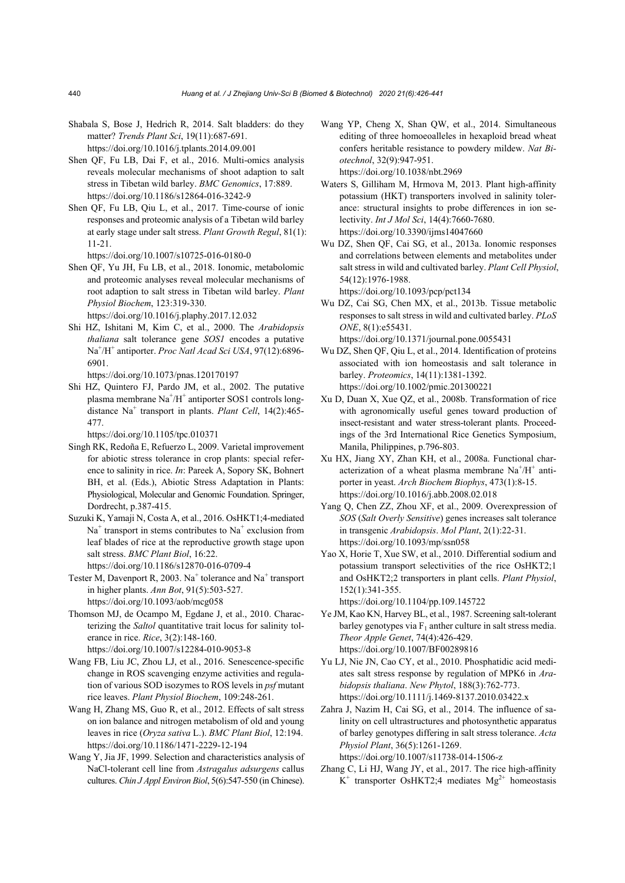Shabala S, Bose J, Hedrich R, 2014. Salt bladders: do they matter? *Trends Plant Sci*, 19(11):687-691. https://doi.org/10.1016/j.tplants.2014.09.001

Shen QF, Fu LB, Dai F, et al., 2016. Multi-omics analysis reveals molecular mechanisms of shoot adaption to salt stress in Tibetan wild barley. *BMC Genomics*, 17:889. https://doi.org/10.1186/s12864-016-3242-9

Shen QF, Fu LB, Qiu L, et al., 2017. Time-course of ionic responses and proteomic analysis of a Tibetan wild barley at early stage under salt stress. *Plant Growth Regul*, 81(1): 11-21. https://doi.org/10.1007/s10725-016-0180-0

Shen QF, Yu JH, Fu LB, et al., 2018. Ionomic, metabolomic and proteomic analyses reveal molecular mechanisms of root adaption to salt stress in Tibetan wild barley. *Plant Physiol Biochem*, 123:319-330. https://doi.org/10.1016/j.plaphy.2017.12.032

Shi HZ, Ishitani M, Kim C, et al., 2000. The *Arabidopsis thaliana* salt tolerance gene *SOS1* encodes a putative $Na^+/H^+$ antiporter. *Proc Natl Acad Sci USA*, 97(12):6896-6901. https://doi.org/10.1073/pnas.120170197

Shi HZ, Quintero FJ, Pardo JM, et al., 2002. The putative plasma membrane $Na^+/H^+$ antiporter SOS1 controls long-distance $Na^+$ transport in plants. *Plant Cell*, 14(2):465-477. https://doi.org/10.1105/tpc.010371

Singh RK, Redoña E, Refuerzo L, 2009. Varietal improvement for abiotic stress tolerance in crop plants: special reference to salinity in rice. *In*: Pareek A, Sopory SK, Bohnert BH, et al. (Eds.), Abiotic Stress Adaptation in Plants: Physiological, Molecular and Genomic Foundation. Springer, Dordrecht, p.387-415.

Suzuki K, Yamaji N, Costa A, et al., 2016. OsHKT1;4-mediated $Na^+$ transport in stems contributes to $Na^+$ exclusion from leaf blades of rice at the reproductive growth stage upon salt stress. *BMC Plant Biol*, 16:22. https://doi.org/10.1186/s12870-016-0709-4

Tester M, Davenport R, 2003. $Na^+$ tolerance and $Na^+$ transport in higher plants. *Ann Bot*, 91(5):503-527. https://doi.org/10.1093/aob/mcg058

Thomson MJ, de Ocampo M, Egdane J, et al., 2010. Characterizing the *Saltol* quantitative trait locus for salinity tolerance in rice. *Rice*, 3(2):148-160. https://doi.org/10.1007/s12284-010-9053-8

Wang FB, Liu JC, Zhou LJ, et al., 2016. Senescence-specific change in ROS scavenging enzyme activities and regulation of various SOD isozymes to ROS levels in *psf* mutant rice leaves. *Plant Physiol Biochem*, 109:248-261.

Wang H, Zhang MS, Guo R, et al., 2012. Effects of salt stress on ion balance and nitrogen metabolism of old and young leaves in rice (*Oryza sativa* L.). *BMC Plant Biol*, 12:194. https://doi.org/10.1186/1471-2229-12-194

Wang Y, Jia JF, 1999. Selection and characteristics analysis of NaCl-tolerant cell line from *Astragalus adsurgens* callus cultures. *Chin J Appl Environ Biol*, 5(6):547-550 (in Chinese).

Wang YP, Cheng X, Shan QW, et al., 2014. Simultaneous editing of three homoeoalleles in hexaploid bread wheat confers heritable resistance to powdery mildew. *Nat Biotechnol*, 32(9):947-951. https://doi.org/10.1038/nbt.2969

Waters S, Gilliham M, Hrmova M, 2013. Plant high-affinity potassium (HKT) transporters involved in salinity tolerance: structural insights to probe differences in ion selectivity. *Int J Mol Sci*, 14(4):7660-7680. https://doi.org/10.3390/ijms14047660

Wu DZ, Shen QF, Cai SG, et al., 2013a. Ionomic responses and correlations between elements and metabolites under salt stress in wild and cultivated barley. *Plant Cell Physiol*, 54(12):1976-1988. https://doi.org/10.1093/pcp/pct134

Wu DZ, Cai SG, Chen MX, et al., 2013b. Tissue metabolic responses to salt stress in wild and cultivated barley. *PLoS ONE*, 8(1):e55431. https://doi.org/10.1371/journal.pone.0055431

Wu DZ, Shen QF, Qiu L, et al., 2014. Identification of proteins associated with ion homeostasis and salt tolerance in barley. *Proteomics*, 14(11):1381-1392. https://doi.org/10.1002/pmic.201300221

Xu D, Duan X, Xue QZ, et al., 2008b. Transformation of rice with agronomically useful genes toward production of insect-resistant and water stress-tolerant plants. Proceedings of the 3rd International Rice Genetics Symposium, Manila, Philippines, p.796-803.

Xu HX, Jiang XY, Zhan KH, et al., 2008a. Functional characterization of a wheat plasma membrane $Na^+/H^+$ antiporter in yeast. *Arch Biochem Biophys*, 473(1):8-15. https://doi.org/10.1016/j.abb.2008.02.018

Yang Q, Chen ZZ, Zhou XF, et al., 2009. Overexpression of *SOS* (*Salt Overly Sensitive*) genes increases salt tolerance in transgenic *Arabidopsis*. *Mol Plant*, 2(1):22-31. https://doi.org/10.1093/mp/ssn058

Yao X, Horie T, Xue SW, et al., 2010. Differential sodium and potassium transport selectivities of the rice OsHKT2;1 and OsHKT2;2 transporters in plant cells. *Plant Physiol*, 152(1):341-355. https://doi.org/10.1104/pp.109.145722

Ye JM, Kao KN, Harvey BL, et al., 1987. Screening salt-tolerant barley genotypes via $F_1$ anther culture in salt stress media. *Theor Apple Genet*, 74(4):426-429. https://doi.org/10.1007/BF00289816

Yu LJ, Nie JN, Cao CY, et al., 2010. Phosphatidic acid mediates salt stress response by regulation of MPK6 in *Arabidopsis thaliana*. *New Phytol*, 188(3):762-773. https://doi.org/10.1111/j.1469-8137.2010.03422.x

Zahra J, Nazim H, Cai SG, et al., 2014. The influence of salinity on cell ultrastructures and photosynthetic apparatus of barley genotypes differing in salt stress tolerance. *Acta Physiol Plant*, 36(5):1261-1269. https://doi.org/10.1007/s11738-014-1506-z

Zhang C, Li HJ, Wang JY, et al., 2017. The rice high-affinity $K^+$ transporter OsHKT2;4 mediates $Mg^{2+}$ homeostasis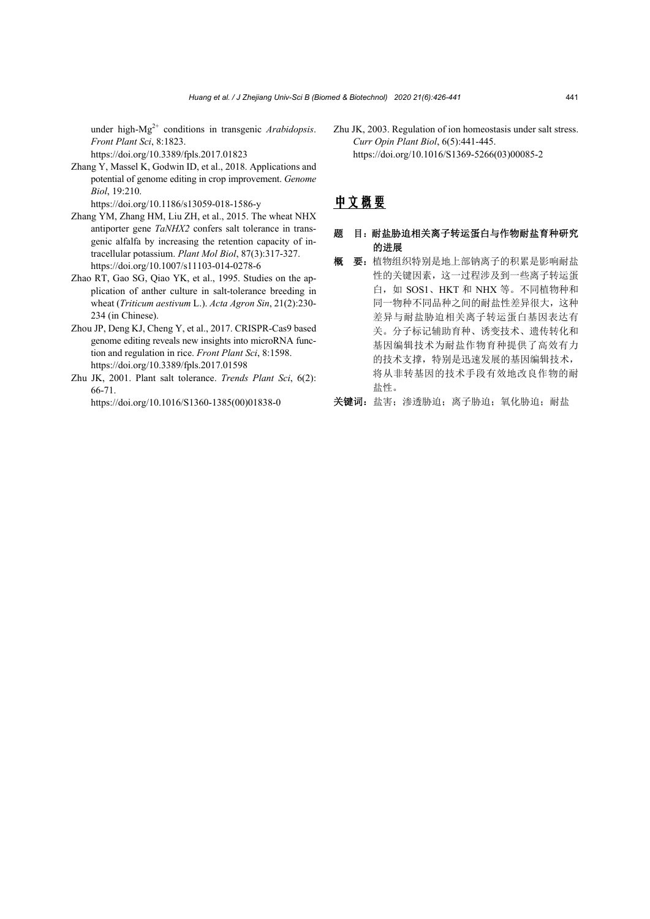under high-$Mg^{2+}$ conditions in transgenic *Arabidopsis*. *Front Plant Sci*, 8:1823. https://doi.org/10.3389/fpls.2017.01823

Zhang Y, Massel K, Godwin ID, et al., 2018. Applications and potential of genome editing in crop improvement. *Genome Biol*, 19:210. https://doi.org/10.1186/s13059-018-1586-y

Zhang YM, Zhang HM, Liu ZH, et al., 2015. The wheat NHX antiporter gene *TaNHX2* confers salt tolerance in transgenic alfalfa by increasing the retention capacity of intracellular potassium. *Plant Mol Biol*, 87(3):317-327. https://doi.org/10.1007/s11103-014-0278-6

Zhao RT, Gao SG, Qiao YK, et al., 1995. Studies on the application of anther culture in salt-tolerance breeding in wheat (*Triticum aestivum* L.). *Acta Agron Sin*, 21(2):230-234 (in Chinese).

Zhou JP, Deng KJ, Cheng Y, et al., 2017. CRISPR-Cas9 based genome editing reveals new insights into microRNA function and regulation in rice. *Front Plant Sci*, 8:1598. https://doi.org/10.3389/fpls.2017.01598

Zhu JK, 2001. Plant salt tolerance. *Trends Plant Sci*, 6(2):66-71. https://doi.org/10.1016/S1360-1385(00)01838-0

Zhu JK, 2003. Regulation of ion homeostasis under salt stress. *Curr Opin Plant Biol*, 6(5):441-445. https://doi.org/10.1016/S1369-5266(03)00085-2

## 中文概要

**题　目：耐盐胁迫相关离子转运蛋白与作物耐盐育种研究的进展**

**概　要：**植物组织特别是地上部钠离子的积累是影响耐盐性的关键因素，这一过程涉及到一些离子转运蛋白，如 SOS1、HKT 和 NHX 等。不同植物种和同一物种不同品种之间的耐盐性差异很大，这种差异与耐盐胁迫相关离子转运蛋白基因表达有关。分子标记辅助育种、诱变技术、遗传转化和基因编辑技术为耐盐作物育种提供了高效有力的技术支撑，特别是迅速发展的基因编辑技术，将从非转基因的技术手段有效地改良作物的耐盐性。

**关键词：**盐害；渗透胁迫；离子胁迫；氧化胁迫；耐盐